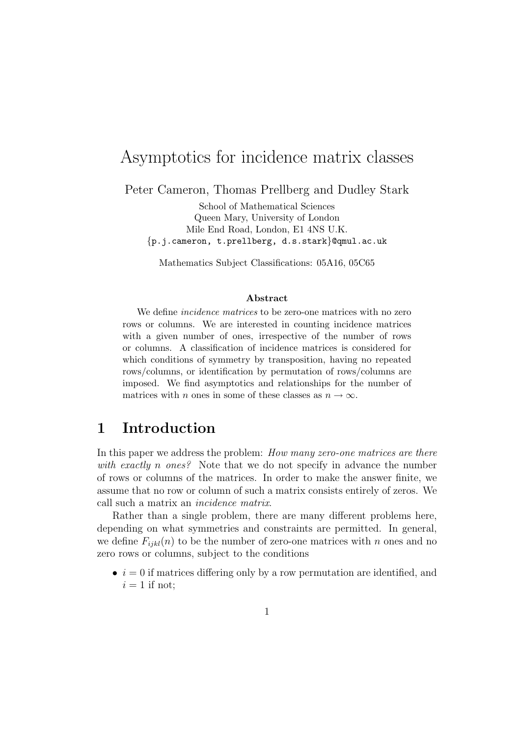# Asymptotics for incidence matrix classes

Peter Cameron, Thomas Prellberg and Dudley Stark

School of Mathematical Sciences
Queen Mary, University of London
Mile End Road, London, E1 4NS U.K.
{p.j.cameron, t.prellberg, d.s.stark}@qmul.ac.uk

Mathematics Subject Classifications: 05A16, 05C65

**Abstract**

We define *incidence matrices* to be zero-one matrices with no zero rows or columns. We are interested in counting incidence matrices with a given number of ones, irrespective of the number of rows or columns. A classification of incidence matrices is considered for which conditions of symmetry by transposition, having no repeated rows/columns, or identification by permutation of rows/columns are imposed. We find asymptotics and relationships for the number of matrices with $n$ ones in some of these classes as $n \to \infty$.

## 1 Introduction

In this paper we address the problem: *How many zero-one matrices are there with exactly n ones?* Note that we do not specify in advance the number of rows or columns of the matrices. In order to make the answer finite, we assume that no row or column of such a matrix consists entirely of zeros. We call such a matrix an *incidence matrix*.

Rather than a single problem, there are many different problems here, depending on what symmetries and constraints are permitted. In general, we define $F_{ijkl}(n)$ to be the number of zero-one matrices with $n$ ones and no zero rows or columns, subject to the conditions

- $i = 0$ if matrices differing only by a row permutation are identified, and $i = 1$ if not;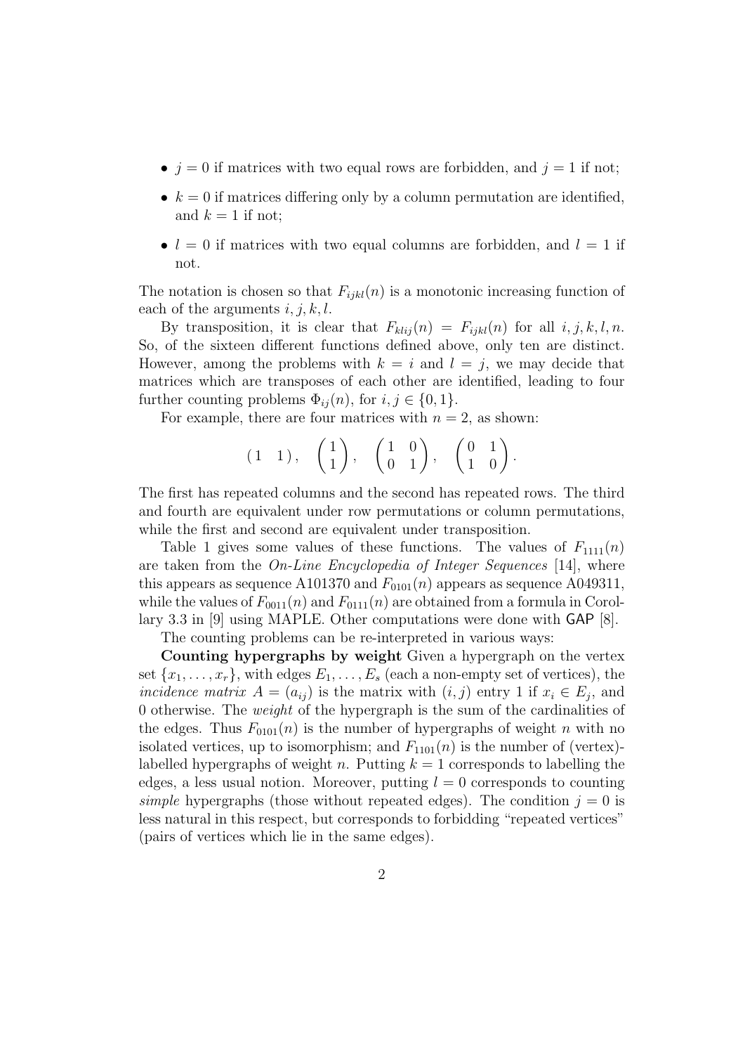- $j = 0$ if matrices with two equal rows are forbidden, and $j = 1$ if not;
- $k = 0$ if matrices differing only by a column permutation are identified, and $k = 1$ if not;
- $l = 0$ if matrices with two equal columns are forbidden, and $l = 1$ if not.

The notation is chosen so that $F_{ijkl}(n)$ is a monotonic increasing function of each of the arguments $i, j, k, l$.

By transposition, it is clear that $F_{klij}(n) = F_{ijkl}(n)$ for all $i, j, k, l, n$. So, of the sixteen different functions defined above, only ten are distinct. However, among the problems with $k = i$ and $l = j$, we may decide that matrices which are transposes of each other are identified, leading to four further counting problems $\Phi_{ij}(n)$, for $i, j \in \{0, 1\}$.

For example, there are four matrices with $n = 2$, as shown:

$$\begin{pmatrix} 1 & 1 \end{pmatrix}, \quad \begin{pmatrix} 1 \\ 1 \end{pmatrix}, \quad \begin{pmatrix} 1 & 0 \\ 0 & 1 \end{pmatrix}, \quad \begin{pmatrix} 0 & 1 \\ 1 & 0 \end{pmatrix}.$$

The first has repeated columns and the second has repeated rows. The third and fourth are equivalent under row permutations or column permutations, while the first and second are equivalent under transposition.

Table 1 gives some values of these functions. The values of $F_{1111}(n)$ are taken from the *On-Line Encyclopedia of Integer Sequences* [14], where this appears as sequence A101370 and $F_{0101}(n)$ appears as sequence A049311, while the values of $F_{0011}(n)$ and $F_{0111}(n)$ are obtained from a formula in Corollary 3.3 in [9] using MAPLE. Other computations were done with GAP [8].

The counting problems can be re-interpreted in various ways:

**Counting hypergraphs by weight** Given a hypergraph on the vertex set $\{x_1, \ldots, x_r\}$, with edges $E_1, \ldots, E_s$ (each a non-empty set of vertices), the *incidence matrix* $A = (a_{ij})$ is the matrix with $(i, j)$ entry 1 if $x_i \in E_j$, and 0 otherwise. The *weight* of the hypergraph is the sum of the cardinalities of the edges. Thus $F_{0101}(n)$ is the number of hypergraphs of weight $n$ with no isolated vertices, up to isomorphism; and $F_{1101}(n)$ is the number of (vertex)-labelled hypergraphs of weight $n$. Putting $k = 1$ corresponds to labelling the edges, a less usual notion. Moreover, putting $l = 0$ corresponds to counting *simple* hypergraphs (those without repeated edges). The condition $j = 0$ is less natural in this respect, but corresponds to forbidding "repeated vertices" (pairs of vertices which lie in the same edges).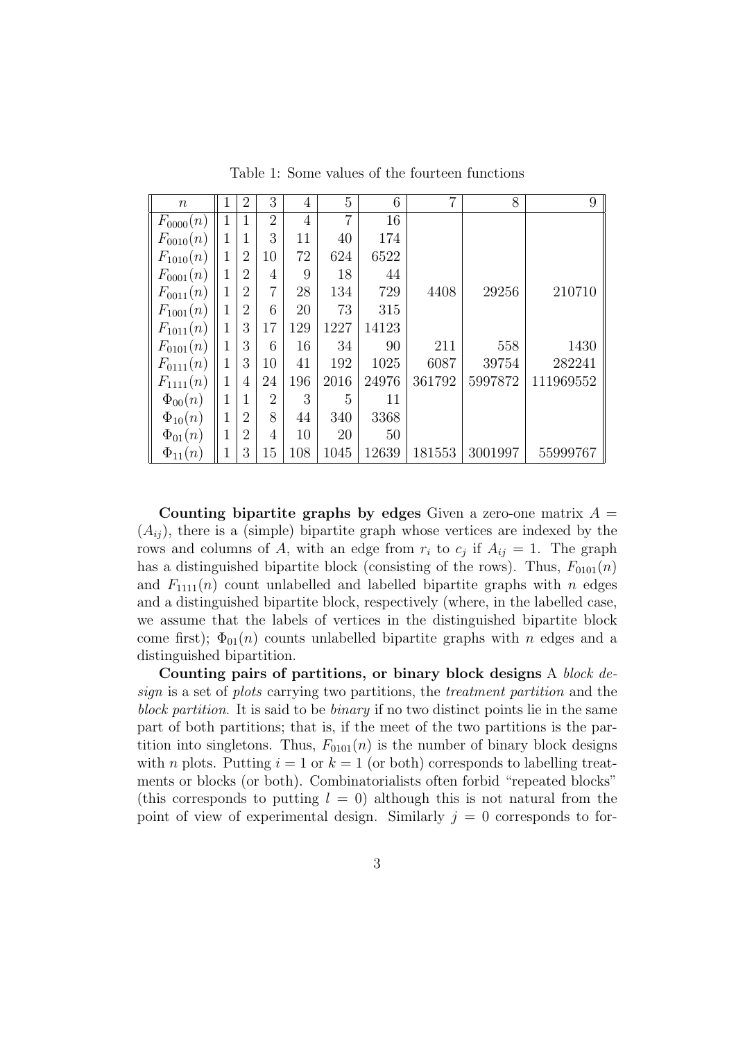Table 1: Some values of the fourteen functions

| $n$ | 1 | 2 | 3 | 4 | 5 | 6 | 7 | 8 | 9 |
|---|---|---|---|---|---|---|---|---|---|
| $F_{0000}(n)$ | 1 | 1 | 2 | 4 | 7 | 16 | | | |
| $F_{0010}(n)$ | 1 | 1 | 3 | 11 | 40 | 174 | | | |
| $F_{1010}(n)$ | 1 | 2 | 10 | 72 | 624 | 6522 | | | |
| $F_{0001}(n)$ | 1 | 2 | 4 | 9 | 18 | 44 | | | |
| $F_{0011}(n)$ | 1 | 2 | 7 | 28 | 134 | 729 | 4408 | 29256 | 210710 |
| $F_{1001}(n)$ | 1 | 2 | 6 | 20 | 73 | 315 | | | |
| $F_{1011}(n)$ | 1 | 3 | 17 | 129 | 1227 | 14123 | | | |
| $F_{0101}(n)$ | 1 | 3 | 6 | 16 | 34 | 90 | 211 | 558 | 1430 |
| $F_{0111}(n)$ | 1 | 3 | 10 | 41 | 192 | 1025 | 6087 | 39754 | 282241 |
| $F_{1111}(n)$ | 1 | 4 | 24 | 196 | 2016 | 24976 | 361792 | 5997872 | 111969552 |
| $\Phi_{00}(n)$ | 1 | 1 | 2 | 3 | 5 | 11 | | | |
| $\Phi_{10}(n)$ | 1 | 2 | 8 | 44 | 340 | 3368 | | | |
| $\Phi_{01}(n)$ | 1 | 2 | 4 | 10 | 20 | 50 | | | |
| $\Phi_{11}(n)$ | 1 | 3 | 15 | 108 | 1045 | 12639 | 181553 | 3001997 | 55999767 |

**Counting bipartite graphs by edges** Given a zero-one matrix $A = (A_{ij})$, there is a (simple) bipartite graph whose vertices are indexed by the rows and columns of $A$, with an edge from $r_i$ to $c_j$ if $A_{ij} = 1$. The graph has a distinguished bipartite block (consisting of the rows). Thus, $F_{0111}(n)$ and $F_{1111}(n)$ count unlabelled and labelled bipartite graphs with $n$ edges and a distinguished bipartite block, respectively (where, in the labelled case, we assume that the labels of vertices in the distinguished bipartite block come first); $\Phi_{01}(n)$ counts unlabelled bipartite graphs with $n$ edges and a distinguished bipartition.

**Counting pairs of partitions, or binary block designs** A *block design* is a set of *plots* carrying two partitions, the *treatment partition* and the *block partition*. It is said to be *binary* if no two distinct points lie in the same part of both partitions; that is, if the meet of the two partitions is the partition into singletons. Thus, $F_{0101}(n)$ is the number of binary block designs with $n$ plots. Putting $i = 1$ or $k = 1$ (or both) corresponds to labelling treatments or blocks (or both). Combinatorialists often forbid "repeated blocks" (this corresponds to putting $l = 0$) although this is not natural from the point of view of experimental design. Similarly $j = 0$ corresponds to for-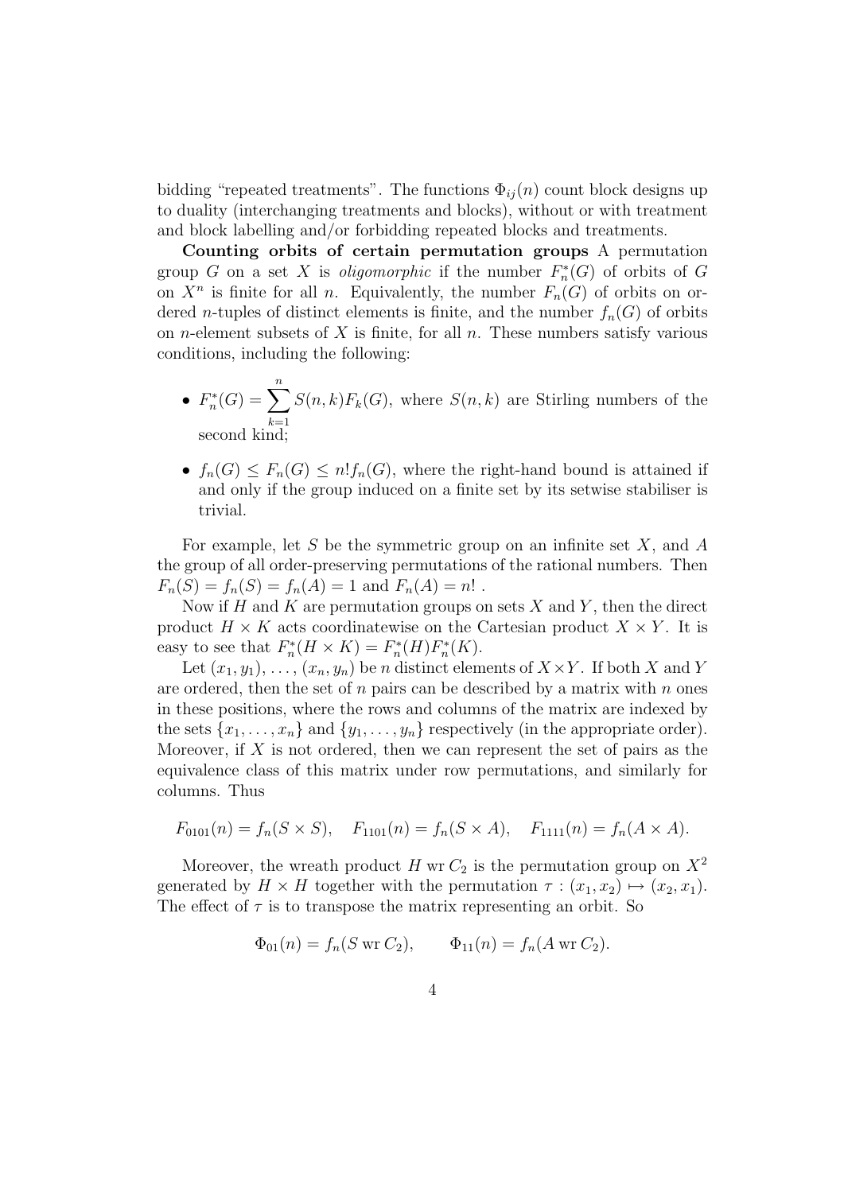bidding "repeated treatments". The functions $\Phi_{ij}(n)$ count block designs up to duality (interchanging treatments and blocks), without or with treatment and block labelling and/or forbidding repeated blocks and treatments.

**Counting orbits of certain permutation groups** A permutation group $G$ on a set $X$ is *oligomorphic* if the number $F_n^*(G)$ of orbits of $G$ on $X^n$ is finite for all $n$. Equivalently, the number $F_n(G)$ of orbits on ordered $n$-tuples of distinct elements is finite, and the number $f_n(G)$ of orbits on $n$-element subsets of $X$ is finite, for all $n$. These numbers satisfy various conditions, including the following:

- $F_n^*(G) = \sum_{k=1}^{n} S(n,k) F_k(G)$, where $S(n,k)$ are Stirling numbers of the second kind;
- $f_n(G) \leq F_n(G) \leq n! f_n(G)$, where the right-hand bound is attained if and only if the group induced on a finite set by its setwise stabiliser is trivial.

For example, let $S$ be the symmetric group on an infinite set $X$, and $A$ the group of all order-preserving permutations of the rational numbers. Then $F_n(S) = f_n(S) = f_n(A) = 1$ and $F_n(A) = n!$ .

Now if $H$ and $K$ are permutation groups on sets $X$ and $Y$, then the direct product $H \times K$ acts coordinatewise on the Cartesian product $X \times Y$. It is easy to see that $F_n^*(H \times K) = F_n^*(H) F_n^*(K)$.

Let $(x_1, y_1), \ldots, (x_n, y_n)$ be $n$ distinct elements of $X \times Y$. If both $X$ and $Y$ are ordered, then the set of $n$ pairs can be described by a matrix with $n$ ones in these positions, where the rows and columns of the matrix are indexed by the sets $\{x_1, \ldots, x_n\}$ and $\{y_1, \ldots, y_n\}$ respectively (in the appropriate order). Moreover, if $X$ is not ordered, then we can represent the set of pairs as the equivalence class of this matrix under row permutations, and similarly for columns. Thus

$$F_{0101}(n) = f_n(S \times S), \quad F_{1101}(n) = f_n(S \times A), \quad F_{1111}(n) = f_n(A \times A).$$

Moreover, the wreath product $H \operatorname{wr} C_2$ is the permutation group on $X^2$ generated by $H \times H$ together with the permutation $\tau : (x_1, x_2) \mapsto (x_2, x_1)$. The effect of $\tau$ is to transpose the matrix representing an orbit. So

$$\Phi_{01}(n) = f_n(S \operatorname{wr} C_2), \qquad \Phi_{11}(n) = f_n(A \operatorname{wr} C_2).$$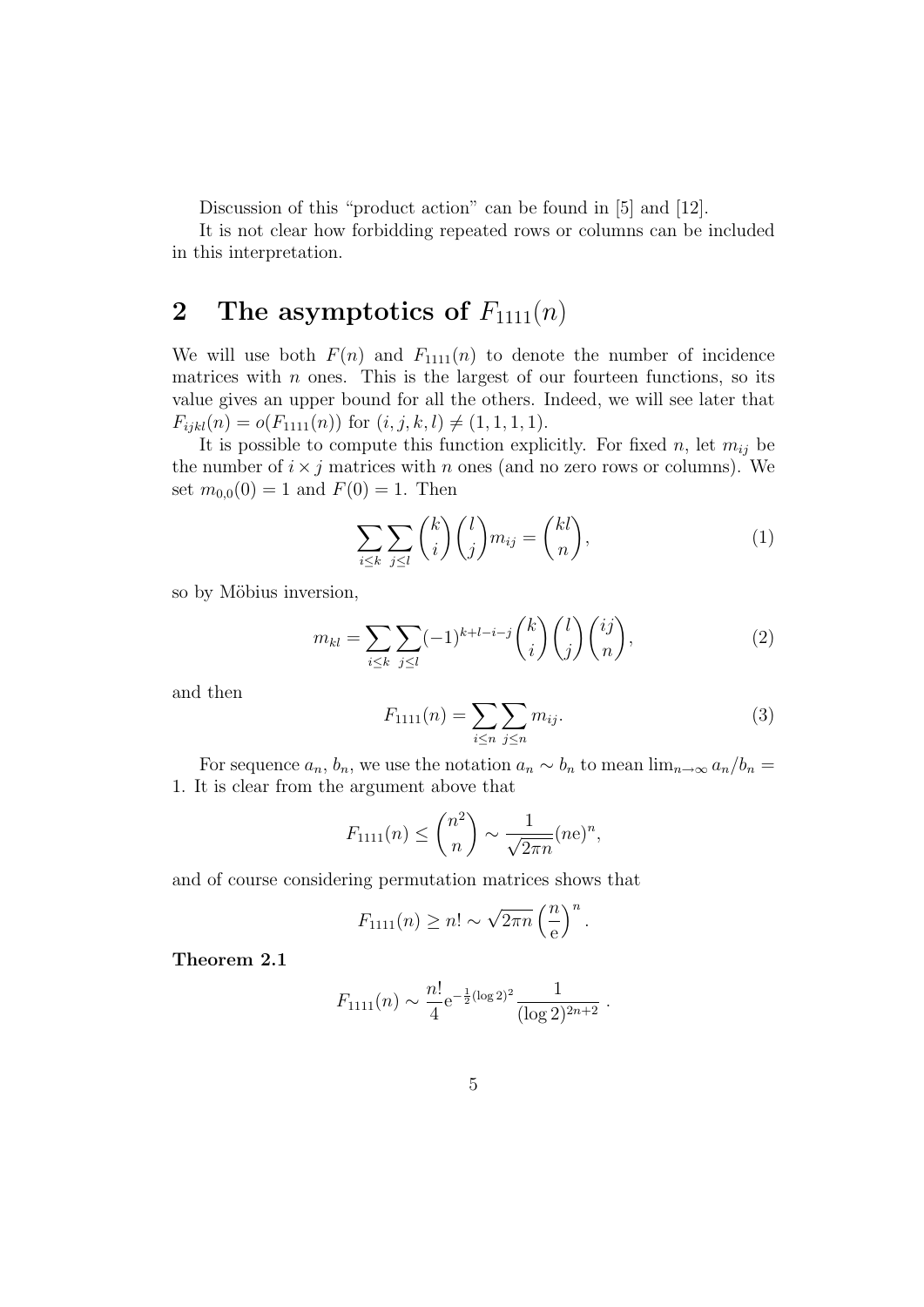Discussion of this "product action" can be found in [5] and [12].

It is not clear how forbidding repeated rows or columns can be included in this interpretation.

## 2 The asymptotics of $F_{1111}(n)$

We will use both $F(n)$ and $F_{1111}(n)$ to denote the number of incidence matrices with $n$ ones. This is the largest of our fourteen functions, so its value gives an upper bound for all the others. Indeed, we will see later that $F_{ijkl}(n) = o(F_{1111}(n))$ for $(i,j,k,l) \neq (1,1,1,1)$.

It is possible to compute this function explicitly. For fixed $n$, let $m_{ij}$ be the number of $i \times j$ matrices with $n$ ones (and no zero rows or columns). We set $m_{0,0}(0) = 1$ and $F(0) = 1$. Then

$$\sum_{i \leq k} \sum_{j \leq l} \binom{k}{i} \binom{l}{j} m_{ij} = \binom{kl}{n}, \tag{1}$$

so by Möbius inversion,

$$m_{kl} = \sum_{i \leq k} \sum_{j \leq l} (-1)^{k+l-i-j} \binom{k}{i} \binom{l}{j} \binom{ij}{n}, \tag{2}$$

and then

$$F_{1111}(n) = \sum_{i \leq n} \sum_{j \leq n} m_{ij}. \tag{3}$$

For sequence $a_n$, $b_n$, we use the notation $a_n \sim b_n$ to mean $\lim_{n\to\infty} a_n/b_n = 1$. It is clear from the argument above that

$$F_{1111}(n) \leq \binom{n^2}{n} \sim \frac{1}{\sqrt{2\pi n}}(n\mathrm{e})^n,$$

and of course considering permutation matrices shows that

$$F_{1111}(n) \geq n! \sim \sqrt{2\pi n} \left(\frac{n}{\mathrm{e}}\right)^n.$$

**Theorem 2.1**

$$F_{1111}(n) \sim \frac{n!}{4} \mathrm{e}^{-\frac{1}{2}(\log 2)^2} \frac{1}{(\log 2)^{2n+2}}\ .$$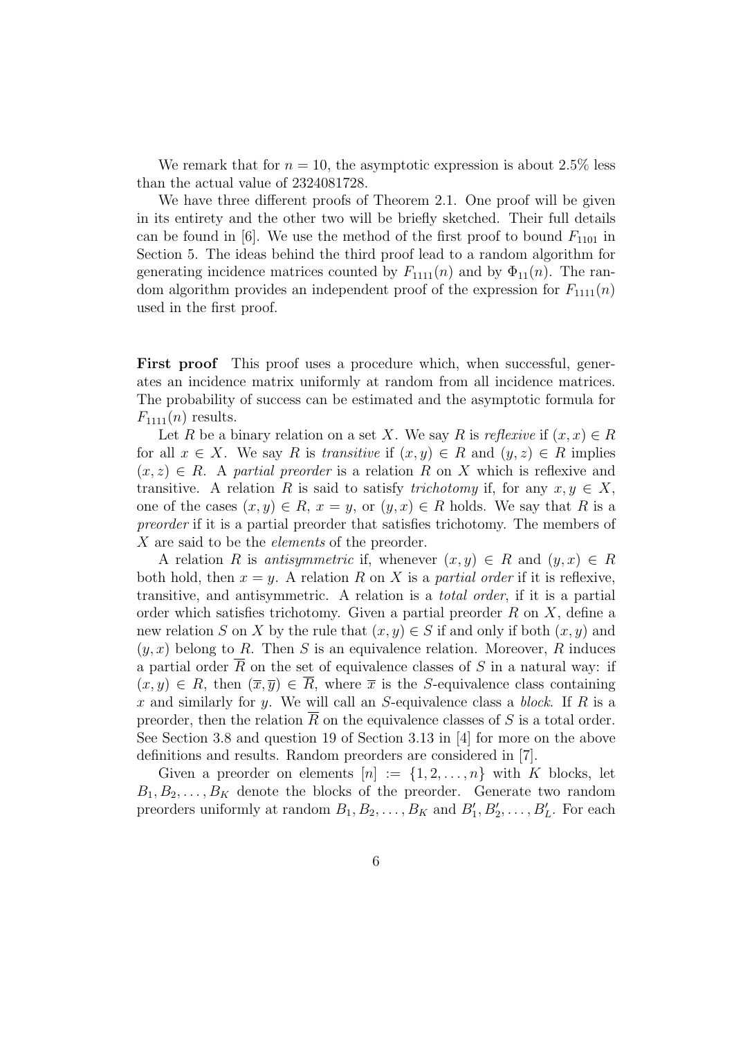We remark that for $n = 10$, the asymptotic expression is about 2.5% less than the actual value of 2324081728.

We have three different proofs of Theorem 2.1. One proof will be given in its entirety and the other two will be briefly sketched. Their full details can be found in [6]. We use the method of the first proof to bound $F_{1101}$ in Section 5. The ideas behind the third proof lead to a random algorithm for generating incidence matrices counted by $F_{1111}(n)$ and by $\Phi_{11}(n)$. The random algorithm provides an independent proof of the expression for $F_{1111}(n)$ used in the first proof.

**First proof** This proof uses a procedure which, when successful, generates an incidence matrix uniformly at random from all incidence matrices. The probability of success can be estimated and the asymptotic formula for $F_{1111}(n)$ results.

Let $R$ be a binary relation on a set $X$. We say $R$ is *reflexive* if $(x, x) \in R$ for all $x \in X$. We say $R$ is *transitive* if $(x, y) \in R$ and $(y, z) \in R$ implies $(x, z) \in R$. A *partial preorder* is a relation $R$ on $X$ which is reflexive and transitive. A relation $R$ is said to satisfy *trichotomy* if, for any $x, y \in X$, one of the cases $(x, y) \in R$, $x = y$, or $(y, x) \in R$ holds. We say that $R$ is a *preorder* if it is a partial preorder that satisfies trichotomy. The members of $X$ are said to be the *elements* of the preorder.

A relation $R$ is *antisymmetric* if, whenever $(x, y) \in R$ and $(y, x) \in R$ both hold, then $x = y$. A relation $R$ on $X$ is a *partial order* if it is reflexive, transitive, and antisymmetric. A relation is a *total order*, if it is a partial order which satisfies trichotomy. Given a partial preorder $R$ on $X$, define a new relation $S$ on $X$ by the rule that $(x, y) \in S$ if and only if both $(x, y)$ and $(y, x)$ belong to $R$. Then $S$ is an equivalence relation. Moreover, $R$ induces a partial order $\overline{R}$ on the set of equivalence classes of $S$ in a natural way: if $(x, y) \in R$, then $(\overline{x}, \overline{y}) \in \overline{R}$, where $\overline{x}$ is the $S$-equivalence class containing $x$ and similarly for $y$. We will call an $S$-equivalence class a *block*. If $R$ is a preorder, then the relation $\overline{R}$ on the equivalence classes of $S$ is a total order. See Section 3.8 and question 19 of Section 3.13 in [4] for more on the above definitions and results. Random preorders are considered in [7].

Given a preorder on elements $[n] := \{1, 2, \ldots, n\}$ with $K$ blocks, let $B_1, B_2, \ldots, B_K$ denote the blocks of the preorder. Generate two random preorders uniformly at random $B_1, B_2, \ldots, B_K$ and $B'_1, B'_2, \ldots, B'_L$. For each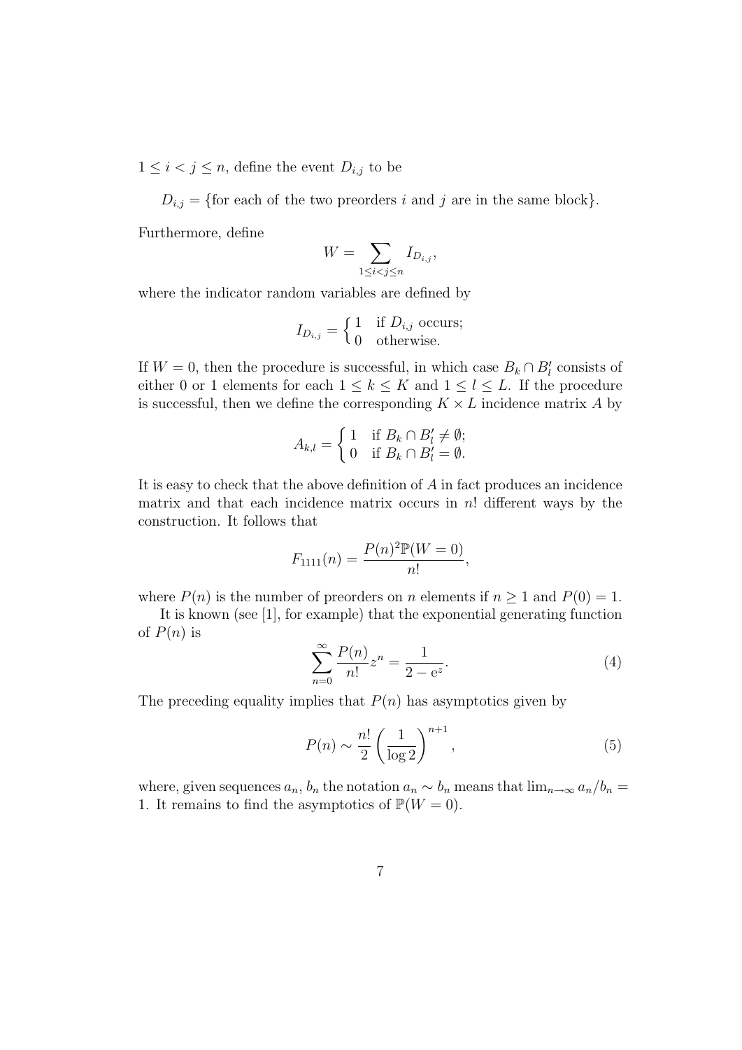$1 \leq i < j \leq n$, define the event $D_{i,j}$ to be

$$D_{i,j} = \{\text{for each of the two preorders } i \text{ and } j \text{ are in the same block}\}.$$

Furthermore, define

$$W = \sum_{1 \leq i < j \leq n} I_{D_{i,j}},$$

where the indicator random variables are defined by

$$I_{D_{i,j}} = \begin{cases} 1 & \text{if } D_{i,j} \text{ occurs;} \\ 0 & \text{otherwise.} \end{cases}$$

If $W = 0$, then the procedure is successful, in which case $B_k \cap B'_l$ consists of either 0 or 1 elements for each $1 \leq k \leq K$ and $1 \leq l \leq L$. If the procedure is successful, then we define the corresponding $K \times L$ incidence matrix $A$ by

$$A_{k,l} = \begin{cases} 1 & \text{if } B_k \cap B'_l \neq \emptyset; \\ 0 & \text{if } B_k \cap B'_l = \emptyset. \end{cases}$$

It is easy to check that the above definition of $A$ in fact produces an incidence matrix and that each incidence matrix occurs in $n!$ different ways by the construction. It follows that

$$F_{1111}(n) = \frac{P(n)^2 \mathbb{P}(W = 0)}{n!},$$

where $P(n)$ is the number of preorders on $n$ elements if $n \geq 1$ and $P(0) = 1$.

It is known (see [1], for example) that the exponential generating function of $P(n)$ is

$$\sum_{n=0}^{\infty} \frac{P(n)}{n!} z^n = \frac{1}{2 - \mathrm{e}^z}. \tag{4}$$

The preceding equality implies that $P(n)$ has asymptotics given by

$$P(n) \sim \frac{n!}{2} \left( \frac{1}{\log 2} \right)^{n+1}, \tag{5}$$

where, given sequences $a_n$, $b_n$ the notation $a_n \sim b_n$ means that $\lim_{n \to \infty} a_n / b_n = 1$. It remains to find the asymptotics of $\mathbb{P}(W = 0)$.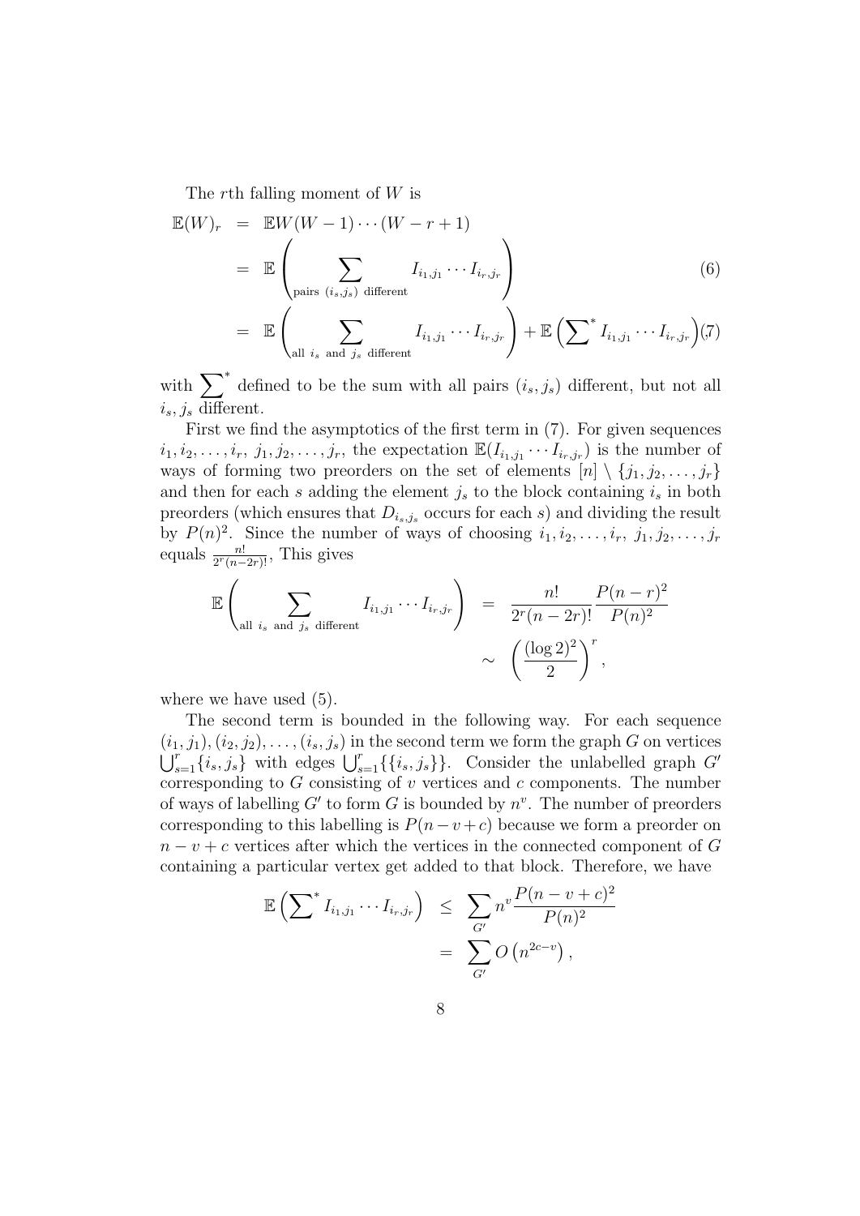The $r$th falling moment of $W$ is

$$
\begin{aligned}
\mathbb{E}(W)_r &= \mathbb{E}W(W-1)\cdots(W-r+1) \\
&= \mathbb{E}\left(\sum_{\text{pairs } (i_s,j_s) \text{ different}} I_{i_1,j_1}\cdots I_{i_r,j_r}\right) \qquad (6)\\
&= \mathbb{E}\left(\sum_{\text{all } i_s \text{ and } j_s \text{ different}} I_{i_1,j_1}\cdots I_{i_r,j_r}\right) + \mathbb{E}\left(\sum\nolimits^* I_{i_1,j_1}\cdots I_{i_r,j_r}\right) \qquad (7)
\end{aligned}
$$

with $\sum^*$ defined to be the sum with all pairs $(i_s, j_s)$ different, but not all $i_s, j_s$ different.

First we find the asymptotics of the first term in (7). For given sequences $i_1, i_2, \ldots, i_r,\ j_1, j_2, \ldots, j_r$, the expectation $\mathbb{E}(I_{i_1,j_1}\cdots I_{i_r,j_r})$ is the number of ways of forming two preorders on the set of elements $[n] \setminus \{j_1, j_2, \ldots, j_r\}$ and then for each $s$ adding the element $j_s$ to the block containing $i_s$ in both preorders (which ensures that $D_{i_s,j_s}$ occurs for each $s$) and dividing the result by $P(n)^2$. Since the number of ways of choosing $i_1, i_2, \ldots, i_r,\ j_1, j_2, \ldots, j_r$ equals $\frac{n!}{2^r(n-2r)!}$, This gives

$$
\begin{aligned}
\mathbb{E}\left(\sum_{\text{all } i_s \text{ and } j_s \text{ different}} I_{i_1,j_1}\cdots I_{i_r,j_r}\right) &= \frac{n!}{2^r(n-2r)!}\frac{P(n-r)^2}{P(n)^2} \\
&\sim \left(\frac{(\log 2)^2}{2}\right)^r,
\end{aligned}
$$

where we have used (5).

The second term is bounded in the following way. For each sequence $(i_1, j_1), (i_2, j_2), \ldots, (i_s, j_s)$ in the second term we form the graph $G$ on vertices $\bigcup_{s=1}^r \{i_s, j_s\}$ with edges $\bigcup_{s=1}^r \{\{i_s, j_s\}\}$. Consider the unlabelled graph $G'$ corresponding to $G$ consisting of $v$ vertices and $c$ components. The number of ways of labelling $G'$ to form $G$ is bounded by $n^v$. The number of preorders corresponding to this labelling is $P(n-v+c)$ because we form a preorder on $n-v+c$ vertices after which the vertices in the connected component of $G$ containing a particular vertex get added to that block. Therefore, we have

$$
\begin{aligned}
\mathbb{E}\left(\sum\nolimits^* I_{i_1,j_1}\cdots I_{i_r,j_r}\right) &\leq \sum_{G'} n^v \frac{P(n-v+c)^2}{P(n)^2} \\
&= \sum_{G'} O\left(n^{2c-v}\right),
\end{aligned}
$$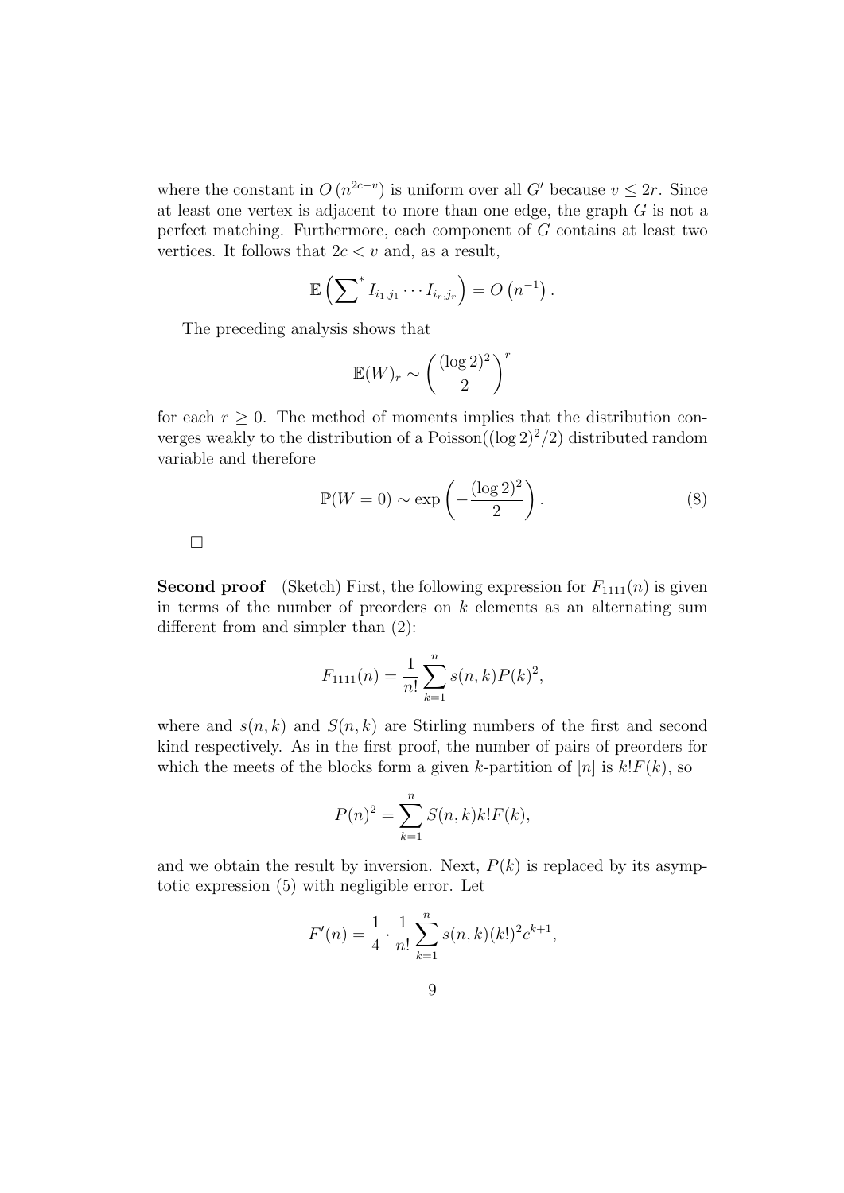where the constant in $O\left(n^{2c-v}\right)$ is uniform over all $G'$ because $v \leq 2r$. Since at least one vertex is adjacent to more than one edge, the graph $G$ is not a perfect matching. Furthermore, each component of $G$ contains at least two vertices. It follows that $2c < v$ and, as a result,

$$\mathbb{E}\left(\sum\nolimits^{*} I_{i_1,j_1} \cdots I_{i_r,j_r}\right) = O\left(n^{-1}\right).$$

The preceding analysis shows that

$$\mathbb{E}(W)_r \sim \left(\frac{(\log 2)^2}{2}\right)^r$$

for each $r \geq 0$. The method of moments implies that the distribution converges weakly to the distribution of a Poisson$((\log 2)^2/2)$ distributed random variable and therefore

$$\mathbb{P}(W = 0) \sim \exp\left(-\frac{(\log 2)^2}{2}\right). \tag{8}$$

□

**Second proof** (Sketch) First, the following expression for $F_{1111}(n)$ is given in terms of the number of preorders on $k$ elements as an alternating sum different from and simpler than (2):

$$F_{1111}(n) = \frac{1}{n!} \sum_{k=1}^{n} s(n,k) P(k)^2,$$

where and $s(n,k)$ and $S(n,k)$ are Stirling numbers of the first and second kind respectively. As in the first proof, the number of pairs of preorders for which the meets of the blocks form a given $k$-partition of $[n]$ is $k!F(k)$, so

$$P(n)^2 = \sum_{k=1}^{n} S(n,k) k! F(k),$$

and we obtain the result by inversion. Next, $P(k)$ is replaced by its asymptotic expression (5) with negligible error. Let

$$F'(n) = \frac{1}{4} \cdot \frac{1}{n!} \sum_{k=1}^{n} s(n,k) (k!)^2 c^{k+1},$$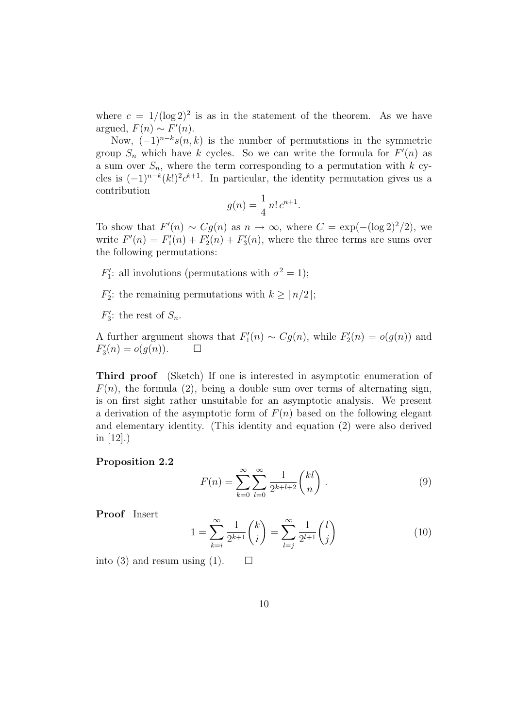where $c = 1/(\log 2)^2$ is as in the statement of the theorem. As we have argued, $F(n) \sim F'(n)$.

Now, $(-1)^{n-k}s(n,k)$ is the number of permutations in the symmetric group $S_n$ which have $k$ cycles. So we can write the formula for $F'(n)$ as a sum over $S_n$, where the term corresponding to a permutation with $k$ cycles is $(-1)^{n-k}(k!)^2 c^{k+1}$. In particular, the identity permutation gives us a contribution

$$g(n) = \frac{1}{4}\, n!\, c^{n+1}.$$

To show that $F'(n) \sim Cg(n)$ as $n \to \infty$, where $C = \exp(-(\log 2)^2/2)$, we write $F'(n) = F'_1(n) + F'_2(n) + F'_3(n)$, where the three terms are sums over the following permutations:

- $F'_1$: all involutions (permutations with $\sigma^2 = 1$);
- $F'_2$: the remaining permutations with $k \geq \lceil n/2 \rceil$;
- $F'_3$: the rest of $S_n$.

A further argument shows that $F'_1(n) \sim Cg(n)$, while $F'_2(n) = o(g(n))$ and $F'_3(n) = o(g(n))$. $\square$

**Third proof** (Sketch) If one is interested in asymptotic enumeration of $F(n)$, the formula (2), being a double sum over terms of alternating sign, is on first sight rather unsuitable for an asymptotic analysis. We present a derivation of the asymptotic form of $F(n)$ based on the following elegant and elementary identity. (This identity and equation (2) were also derived in [12].)

**Proposition 2.2**

$$F(n) = \sum_{k=0}^{\infty} \sum_{l=0}^{\infty} \frac{1}{2^{k+l+2}} \binom{kl}{n}. \tag{9}$$

**Proof** Insert

$$1 = \sum_{k=i}^{\infty} \frac{1}{2^{k+1}} \binom{k}{i} = \sum_{l=j}^{\infty} \frac{1}{2^{l+1}} \binom{l}{j} \tag{10}$$

into (3) and resum using (1). $\square$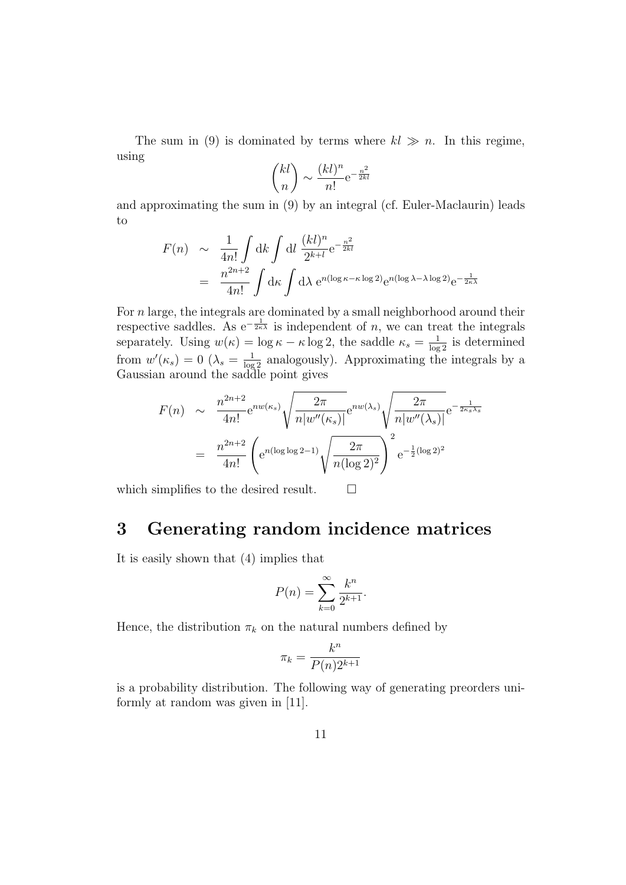The sum in (9) is dominated by terms where $kl \gg n$. In this regime, using

$$\binom{kl}{n} \sim \frac{(kl)^n}{n!} \mathrm{e}^{-\frac{n^2}{2kl}}$$

and approximating the sum in (9) by an integral (cf. Euler-Maclaurin) leads to

$$\begin{aligned}
F(n) &\sim \frac{1}{4n!} \int \mathrm{d}k \int \mathrm{d}l \; \frac{(kl)^n}{2^{k+l}} \mathrm{e}^{-\frac{n^2}{2kl}} \\
&= \frac{n^{2n+2}}{4n!} \int \mathrm{d}\kappa \int \mathrm{d}\lambda \; \mathrm{e}^{n(\log\kappa - \kappa\log 2)} \mathrm{e}^{n(\log\lambda - \lambda\log 2)} \mathrm{e}^{-\frac{1}{2\kappa\lambda}}
\end{aligned}$$

For $n$ large, the integrals are dominated by a small neighborhood around their respective saddles. As $\mathrm{e}^{-\frac{1}{2\kappa\lambda}}$ is independent of $n$, we can treat the integrals separately. Using $w(\kappa) = \log\kappa - \kappa\log 2$, the saddle $\kappa_s = \frac{1}{\log 2}$ is determined from $w'(\kappa_s) = 0$ ($\lambda_s = \frac{1}{\log 2}$ analogously). Approximating the integrals by a Gaussian around the saddle point gives

$$\begin{aligned}
F(n) &\sim \frac{n^{2n+2}}{4n!} \mathrm{e}^{nw(\kappa_s)} \sqrt{\frac{2\pi}{n|w''(\kappa_s)|}} \mathrm{e}^{nw(\lambda_s)} \sqrt{\frac{2\pi}{n|w''(\lambda_s)|}} \mathrm{e}^{-\frac{1}{2\kappa_s\lambda_s}} \\
&= \frac{n^{2n+2}}{4n!} \left( \mathrm{e}^{n(\log\log 2 - 1)} \sqrt{\frac{2\pi}{n(\log 2)^2}} \right)^2 \mathrm{e}^{-\frac{1}{2}(\log 2)^2}
\end{aligned}$$

which simplifies to the desired result. $\square$

## 3 Generating random incidence matrices

It is easily shown that (4) implies that

$$P(n) = \sum_{k=0}^{\infty} \frac{k^n}{2^{k+1}}.$$

Hence, the distribution $\pi_k$ on the natural numbers defined by

$$\pi_k = \frac{k^n}{P(n) 2^{k+1}}$$

is a probability distribution. The following way of generating preorders uniformly at random was given in [11].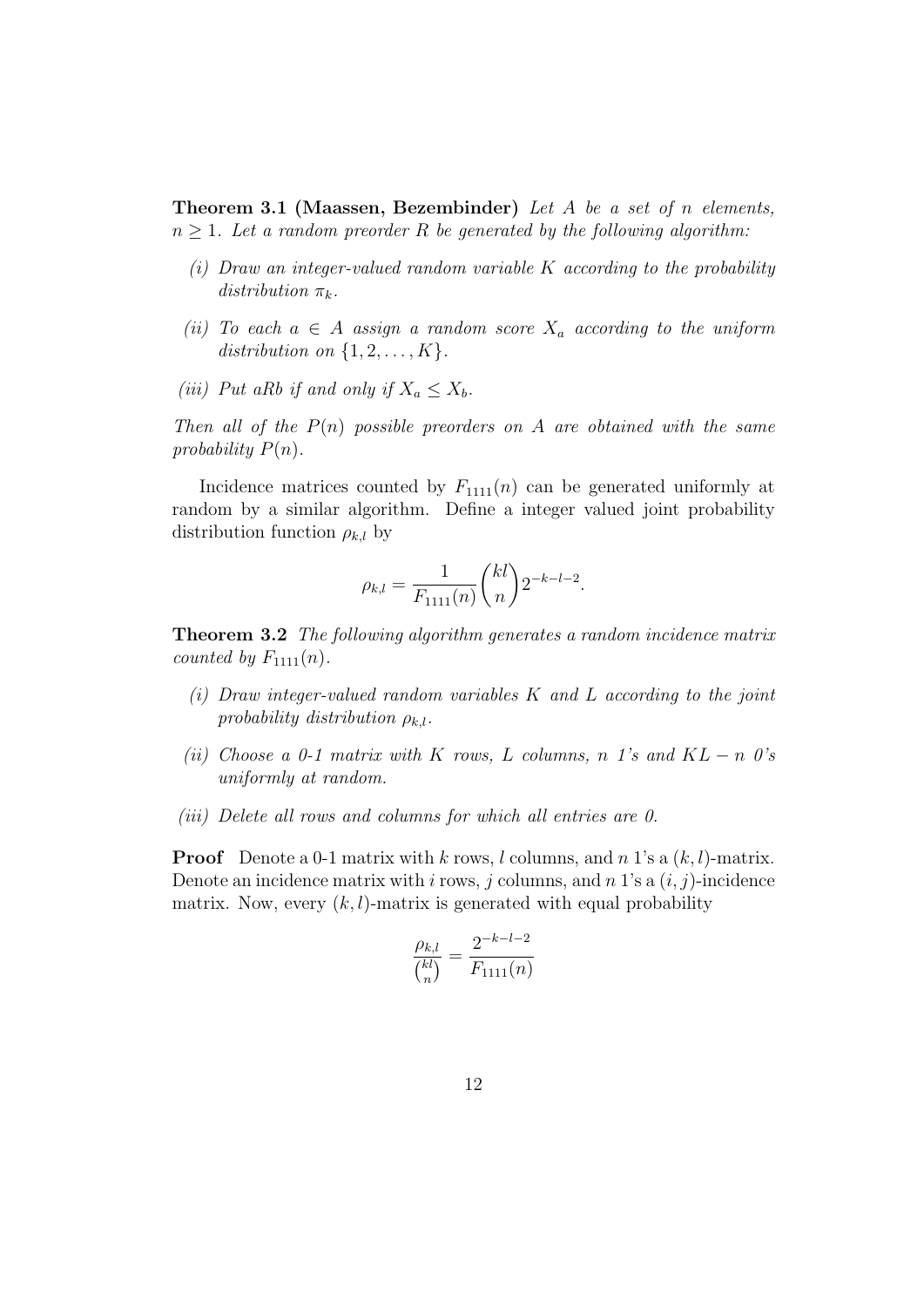**Theorem 3.1 (Maassen, Bezembinder)** *Let $A$ be a set of $n$ elements, $n \geq 1$. Let a random preorder $R$ be generated by the following algorithm:*

*(i) Draw an integer-valued random variable $K$ according to the probability distribution $\pi_k$.*

*(ii) To each $a \in A$ assign a random score $X_a$ according to the uniform distribution on $\{1, 2, \ldots, K\}$.*

*(iii) Put $aRb$ if and only if $X_a \leq X_b$.*

*Then all of the $P(n)$ possible preorders on $A$ are obtained with the same probability $P(n)$.*

Incidence matrices counted by $F_{1111}(n)$ can be generated uniformly at random by a similar algorithm. Define a integer valued joint probability distribution function $\rho_{k,l}$ by

$$\rho_{k,l} = \frac{1}{F_{1111}(n)} \binom{kl}{n} 2^{-k-l-2}.$$

**Theorem 3.2** *The following algorithm generates a random incidence matrix counted by $F_{1111}(n)$.*

*(i) Draw integer-valued random variables $K$ and $L$ according to the joint probability distribution $\rho_{k,l}$.*

*(ii) Choose a 0-1 matrix with $K$ rows, $L$ columns, $n$ 1's and $KL - n$ 0's uniformly at random.*

*(iii) Delete all rows and columns for which all entries are 0.*

**Proof** Denote a 0-1 matrix with $k$ rows, $l$ columns, and $n$ 1's a $(k, l)$-matrix. Denote an incidence matrix with $i$ rows, $j$ columns, and $n$ 1's a $(i, j)$-incidence matrix. Now, every $(k, l)$-matrix is generated with equal probability

$$\frac{\rho_{k,l}}{\binom{kl}{n}} = \frac{2^{-k-l-2}}{F_{1111}(n)}$$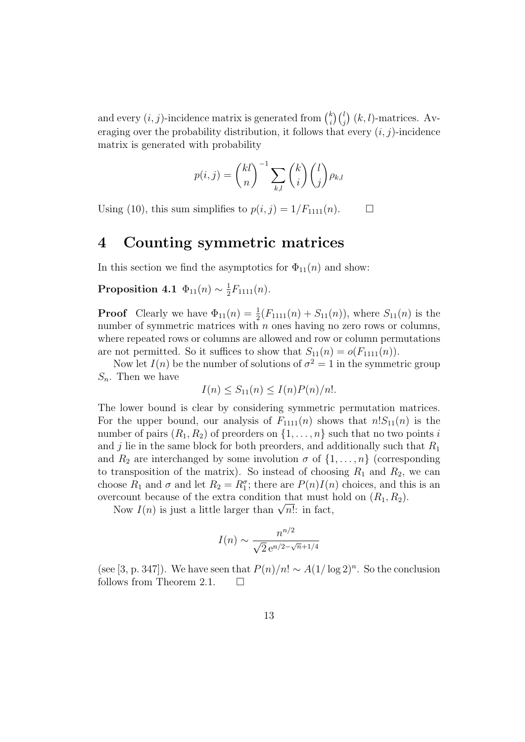and every $(i, j)$-incidence matrix is generated from $\binom{k}{i}\binom{l}{j}$ $(k, l)$-matrices. Averaging over the probability distribution, it follows that every $(i, j)$-incidence matrix is generated with probability

$$p(i,j) = \binom{kl}{n}^{-1} \sum_{k,l} \binom{k}{i}\binom{l}{j} \rho_{k,l}$$

Using (10), this sum simplifies to $p(i, j) = 1/F_{1111}(n)$. $\square$

# 4 Counting symmetric matrices

In this section we find the asymptotics for $\Phi_{11}(n)$ and show:

**Proposition 4.1** $\Phi_{11}(n) \sim \frac{1}{2}F_{1111}(n)$.

**Proof** Clearly we have $\Phi_{11}(n) = \frac{1}{2}(F_{1111}(n) + S_{11}(n))$, where $S_{11}(n)$ is the number of symmetric matrices with $n$ ones having no zero rows or columns, where repeated rows or columns are allowed and row or column permutations are not permitted. So it suffices to show that $S_{11}(n) = o(F_{1111}(n))$.

Now let $I(n)$ be the number of solutions of $\sigma^2 = 1$ in the symmetric group $S_n$. Then we have

$$I(n) \leq S_{11}(n) \leq I(n)P(n)/n!.$$

The lower bound is clear by considering symmetric permutation matrices. For the upper bound, our analysis of $F_{1111}(n)$ shows that $n!S_{11}(n)$ is the number of pairs $(R_1, R_2)$ of preorders on $\{1, \ldots, n\}$ such that no two points $i$ and $j$ lie in the same block for both preorders, and additionally such that $R_1$ and $R_2$ are interchanged by some involution $\sigma$ of $\{1, \ldots, n\}$ (corresponding to transposition of the matrix). So instead of choosing $R_1$ and $R_2$, we can choose $R_1$ and $\sigma$ and let $R_2 = R_1^\sigma$; there are $P(n)I(n)$ choices, and this is an overcount because of the extra condition that must hold on $(R_1, R_2)$.

Now $I(n)$ is just a little larger than $\sqrt{n!}$: in fact,

$$I(n) \sim \frac{n^{n/2}}{\sqrt{2}\, \mathrm{e}^{n/2-\sqrt{n}+1/4}}$$

(see [3, p. 347]). We have seen that $P(n)/n! \sim A(1/\log 2)^n$. So the conclusion follows from Theorem 2.1. $\square$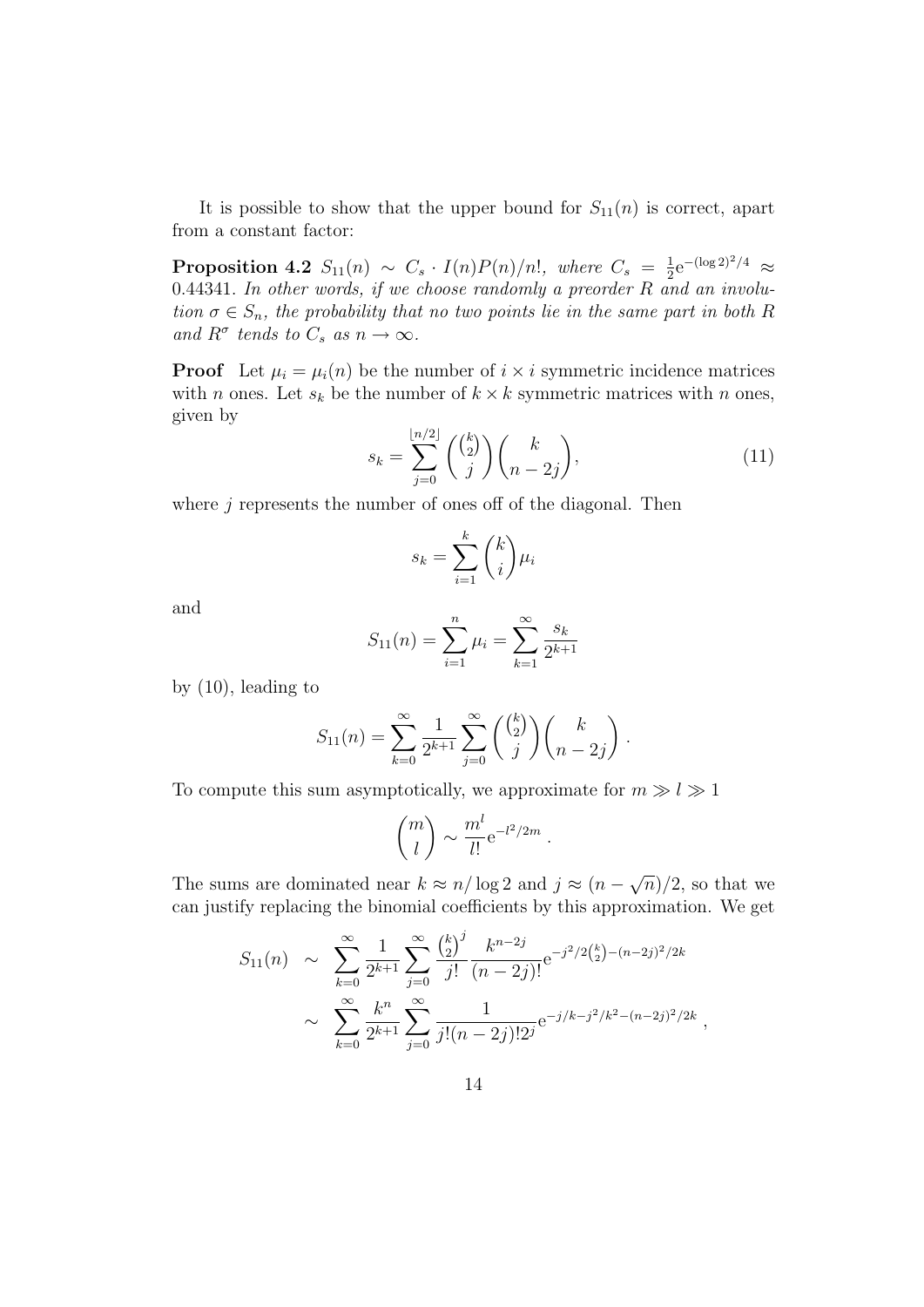It is possible to show that the upper bound for $S_{11}(n)$ is correct, apart from a constant factor:

**Proposition 4.2** *$S_{11}(n) \sim C_s \cdot I(n)P(n)/n!$, where $C_s = \frac{1}{2}\mathrm{e}^{-(\log 2)^2/4} \approx 0.44341$. In other words, if we choose randomly a preorder $R$ and an involution $\sigma \in S_n$, the probability that no two points lie in the same part in both $R$ and $R^\sigma$ tends to $C_s$ as $n \to \infty$.*

**Proof** Let $\mu_i = \mu_i(n)$ be the number of $i \times i$ symmetric incidence matrices with $n$ ones. Let $s_k$ be the number of $k \times k$ symmetric matrices with $n$ ones, given by

$$s_k = \sum_{j=0}^{\lfloor n/2 \rfloor} \binom{\binom{k}{2}}{j} \binom{k}{n-2j}, \tag{11}$$

where $j$ represents the number of ones off of the diagonal. Then

$$s_k = \sum_{i=1}^{k} \binom{k}{i} \mu_i$$

and

$$S_{11}(n) = \sum_{i=1}^{n} \mu_i = \sum_{k=1}^{\infty} \frac{s_k}{2^{k+1}}$$

by (10), leading to

$$S_{11}(n) = \sum_{k=0}^{\infty} \frac{1}{2^{k+1}} \sum_{j=0}^{\infty} \binom{\binom{k}{2}}{j} \binom{k}{n-2j}.$$

To compute this sum asymptotically, we approximate for $m \gg l \gg 1$

$$\binom{m}{l} \sim \frac{m^l}{l!} \mathrm{e}^{-l^2/2m}.$$

The sums are dominated near $k \approx n/\log 2$ and $j \approx (n - \sqrt{n})/2$, so that we can justify replacing the binomial coefficients by this approximation. We get

$$\begin{aligned} S_{11}(n) &\sim \sum_{k=0}^{\infty} \frac{1}{2^{k+1}} \sum_{j=0}^{\infty} \frac{\binom{k}{2}^j}{j!} \frac{k^{n-2j}}{(n-2j)!} \mathrm{e}^{-j^2/2\binom{k}{2} - (n-2j)^2/2k} \\ &\sim \sum_{k=0}^{\infty} \frac{k^n}{2^{k+1}} \sum_{j=0}^{\infty} \frac{1}{j!(n-2j)!2^j} \mathrm{e}^{-j/k - j^2/k^2 - (n-2j)^2/2k}, \end{aligned}$$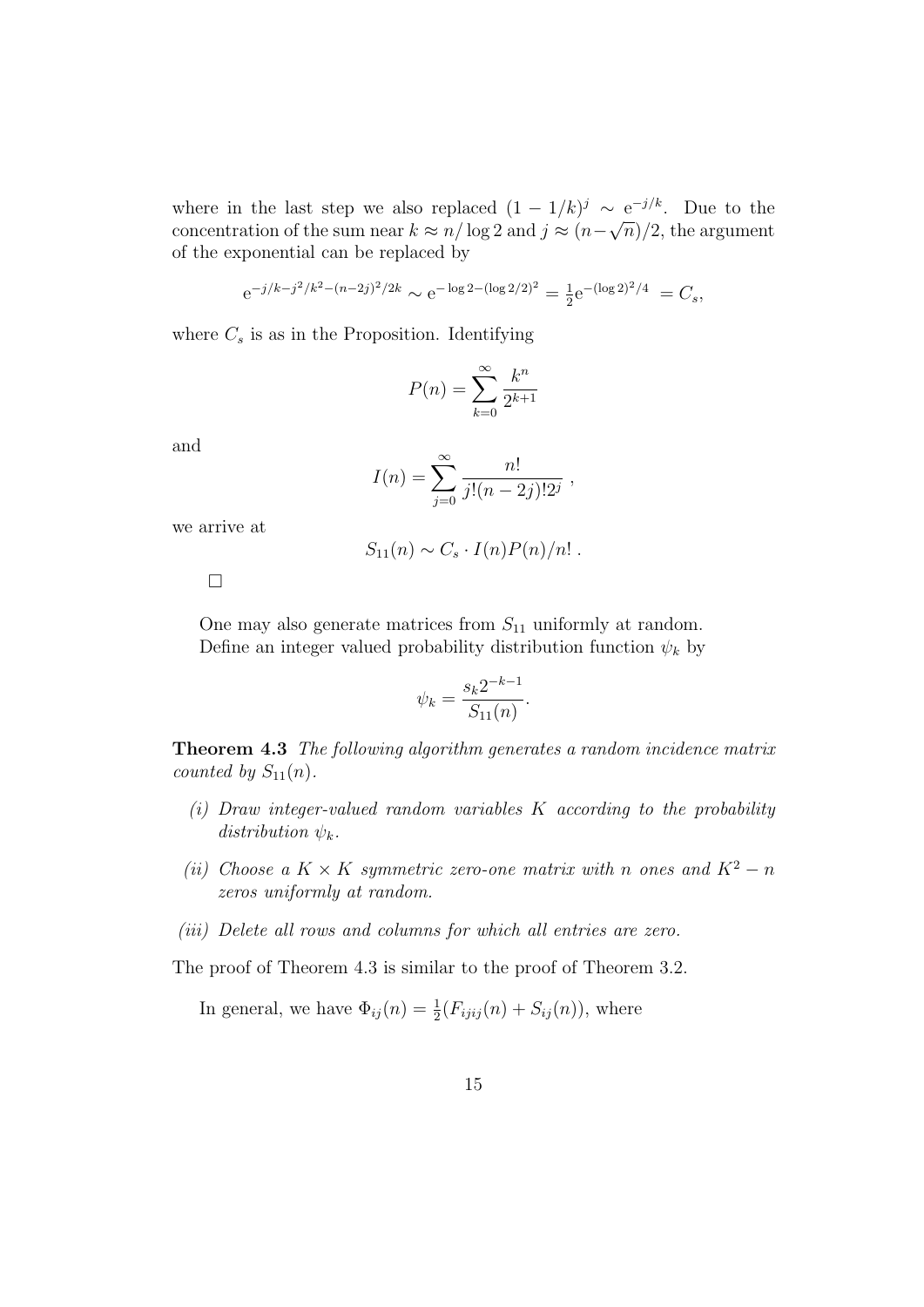where in the last step we also replaced $(1-1/k)^j \sim \mathrm{e}^{-j/k}$. Due to the concentration of the sum near $k \approx n/\log 2$ and $j \approx (n-\sqrt{n})/2$, the argument of the exponential can be replaced by

$$\mathrm{e}^{-j/k-j^2/k^2-(n-2j)^2/2k} \sim \mathrm{e}^{-\log 2-(\log 2/2)^2} = \tfrac{1}{2}\mathrm{e}^{-(\log 2)^2/4} \; = C_s,$$

where $C_s$ is as in the Proposition. Identifying

$$P(n) = \sum_{k=0}^{\infty} \frac{k^n}{2^{k+1}}$$

and

$$I(n) = \sum_{j=0}^{\infty} \frac{n!}{j!(n-2j)!2^j} \; ,$$

we arrive at

$$S_{11}(n) \sim C_s \cdot I(n)P(n)/n! \; .$$

□

One may also generate matrices from $S_{11}$ uniformly at random. Define an integer valued probability distribution function $\psi_k$ by

$$\psi_k = \frac{s_k 2^{-k-1}}{S_{11}(n)}.$$

**Theorem 4.3** *The following algorithm generates a random incidence matrix counted by $S_{11}(n)$.*

*(i) Draw integer-valued random variables $K$ according to the probability distribution $\psi_k$.*

*(ii) Choose a $K \times K$ symmetric zero-one matrix with $n$ ones and $K^2 - n$ zeros uniformly at random.*

*(iii) Delete all rows and columns for which all entries are zero.*

The proof of Theorem 4.3 is similar to the proof of Theorem 3.2.

In general, we have $\Phi_{ij}(n) = \frac{1}{2}(F_{ijij}(n) + S_{ij}(n))$, where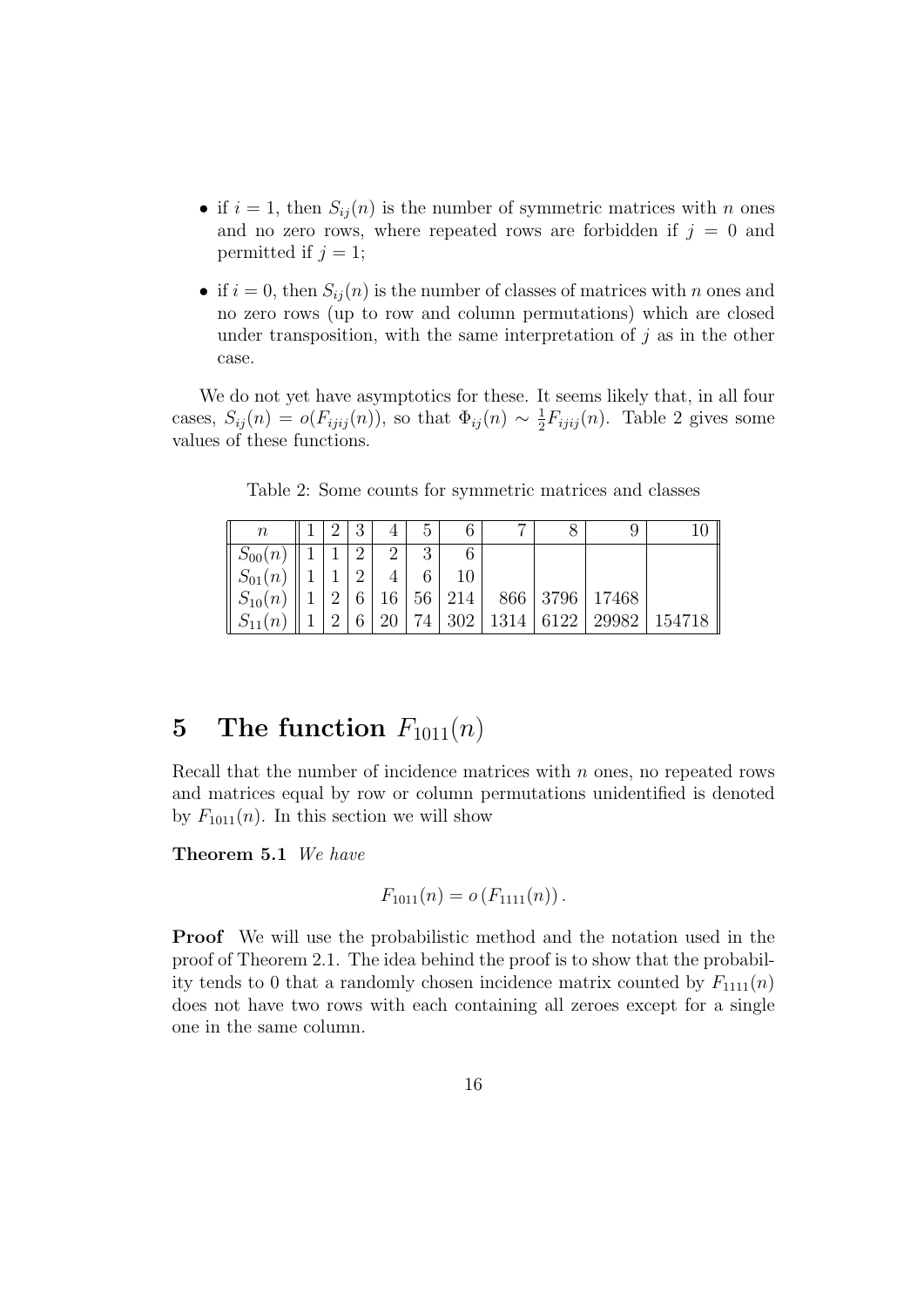- if $i = 1$, then $S_{ij}(n)$ is the number of symmetric matrices with $n$ ones and no zero rows, where repeated rows are forbidden if $j = 0$ and permitted if $j = 1$;
- if $i = 0$, then $S_{ij}(n)$ is the number of classes of matrices with $n$ ones and no zero rows (up to row and column permutations) which are closed under transposition, with the same interpretation of $j$ as in the other case.

We do not yet have asymptotics for these. It seems likely that, in all four cases, $S_{ij}(n) = o(F_{ijij}(n))$, so that $\Phi_{ij}(n) \sim \frac{1}{2}F_{ijij}(n)$. Table 2 gives some values of these functions.

Table 2: Some counts for symmetric matrices and classes

| $n$ | 1 | 2 | 3 | 4 | 5 | 6 | 7 | 8 | 9 | 10 |
|---|---|---|---|---|---|---|---|---|---|---|
| $S_{00}(n)$ | 1 | 1 | 2 | 2 | 3 | 6 | | | | |
| $S_{01}(n)$ | 1 | 1 | 2 | 4 | 6 | 10 | | | | |
| $S_{10}(n)$ | 1 | 2 | 6 | 16 | 56 | 214 | 866 | 3796 | 17468 | |
| $S_{11}(n)$ | 1 | 2 | 6 | 20 | 74 | 302 | 1314 | 6122 | 29982 | 154718 |

# 5 The function $F_{1011}(n)$

Recall that the number of incidence matrices with $n$ ones, no repeated rows and matrices equal by row or column permutations unidentified is denoted by $F_{1011}(n)$. In this section we will show

**Theorem 5.1** *We have*

$$F_{1011}(n) = o\left(F_{1111}(n)\right).$$

**Proof** We will use the probabilistic method and the notation used in the proof of Theorem 2.1. The idea behind the proof is to show that the probability tends to 0 that a randomly chosen incidence matrix counted by $F_{1111}(n)$ does not have two rows with each containing all zeroes except for a single one in the same column.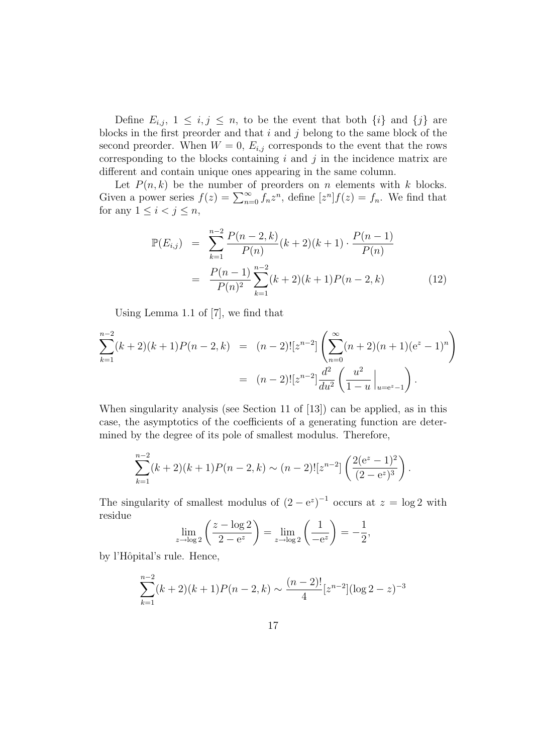Define $E_{i,j}$, $1 \leq i, j \leq n$, to be the event that both $\{i\}$ and $\{j\}$ are blocks in the first preorder and that $i$ and $j$ belong to the same block of the second preorder. When $W = 0$, $E_{i,j}$ corresponds to the event that the rows corresponding to the blocks containing $i$ and $j$ in the incidence matrix are different and contain unique ones appearing in the same column.

Let $P(n,k)$ be the number of preorders on $n$ elements with $k$ blocks. Given a power series $f(z) = \sum_{n=0}^{\infty} f_n z^n$, define $[z^n]f(z) = f_n$. We find that for any $1 \leq i < j \leq n$,

$$\begin{aligned}
\mathbb{P}(E_{i,j}) &= \sum_{k=1}^{n-2} \frac{P(n-2,k)}{P(n)}(k+2)(k+1) \cdot \frac{P(n-1)}{P(n)} \\
&= \frac{P(n-1)}{P(n)^2} \sum_{k=1}^{n-2} (k+2)(k+1)P(n-2,k) \qquad (12)
\end{aligned}$$

Using Lemma 1.1 of [7], we find that

$$\begin{aligned}
\sum_{k=1}^{n-2} (k+2)(k+1)P(n-2,k) &= (n-2)![z^{n-2}] \left( \sum_{n=0}^{\infty} (n+2)(n+1)(\mathrm{e}^z - 1)^n \right) \\
&= (n-2)![z^{n-2}] \frac{d^2}{du^2} \left( \frac{u^2}{1-u} \Big|_{u=\mathrm{e}^z - 1} \right).
\end{aligned}$$

When singularity analysis (see Section 11 of [13]) can be applied, as in this case, the asymptotics of the coefficients of a generating function are determined by the degree of its pole of smallest modulus. Therefore,

$$\sum_{k=1}^{n-2} (k+2)(k+1)P(n-2,k) \sim (n-2)![z^{n-2}] \left( \frac{2(\mathrm{e}^z - 1)^2}{(2-\mathrm{e}^z)^3} \right).$$

The singularity of smallest modulus of $(2-\mathrm{e}^z)^{-1}$ occurs at $z = \log 2$ with residue

$$\lim_{z \to \log 2} \left( \frac{z - \log 2}{2 - \mathrm{e}^z} \right) = \lim_{z \to \log 2} \left( \frac{1}{-\mathrm{e}^z} \right) = -\frac{1}{2},$$

by l'Hôpital's rule. Hence,

$$\sum_{k=1}^{n-2} (k+2)(k+1)P(n-2,k) \sim \frac{(n-2)!}{4} [z^{n-2}] (\log 2 - z)^{-3}$$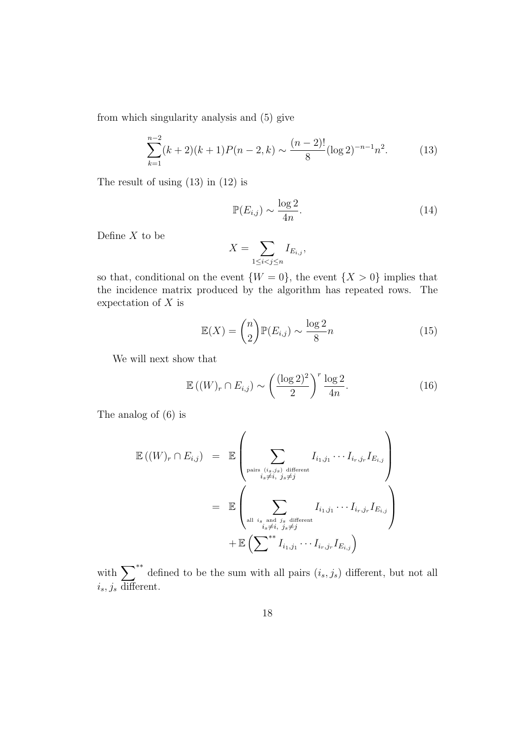from which singularity analysis and (5) give

$$\sum_{k=1}^{n-2}(k+2)(k+1)P(n-2,k) \sim \frac{(n-2)!}{8}(\log 2)^{-n-1}n^2. \tag{13}$$

The result of using (13) in (12) is

$$\mathbb{P}(E_{i,j}) \sim \frac{\log 2}{4n}. \tag{14}$$

Define $X$ to be

$$X = \sum_{1\le i<j\le n} I_{E_{i,j}},$$

so that, conditional on the event $\{W=0\}$, the event $\{X>0\}$ implies that the incidence matrix produced by the algorithm has repeated rows. The expectation of $X$ is

$$\mathbb{E}(X) = \binom{n}{2}\mathbb{P}(E_{i,j}) \sim \frac{\log 2}{8}n \tag{15}$$

We will next show that

$$\mathbb{E}\left((W)_r \cap E_{i,j}\right) \sim \left(\frac{(\log 2)^2}{2}\right)^r \frac{\log 2}{4n}. \tag{16}$$

The analog of (6) is

$$\begin{aligned}
\mathbb{E}\left((W)_r \cap E_{i,j}\right) &= \mathbb{E}\left(\sum_{\substack{\text{pairs } (i_s,j_s) \text{ different} \\ i_s\neq i,\ j_s\neq j}} I_{i_1,j_1}\cdots I_{i_r,j_r} I_{E_{i,j}}\right) \\
&= \mathbb{E}\left(\sum_{\substack{\text{all } i_s \text{ and } j_s \text{ different} \\ i_s\neq i,\ j_s\neq j}} I_{i_1,j_1}\cdots I_{i_r,j_r} I_{E_{i,j}}\right) \\
&\quad + \mathbb{E}\left({\sum}^{**} I_{i_1,j_1}\cdots I_{i_r,j_r} I_{E_{i,j}}\right)
\end{aligned}$$

with ${\sum}^{**}$ defined to be the sum with all pairs $(i_s,j_s)$ different, but not all $i_s, j_s$ different.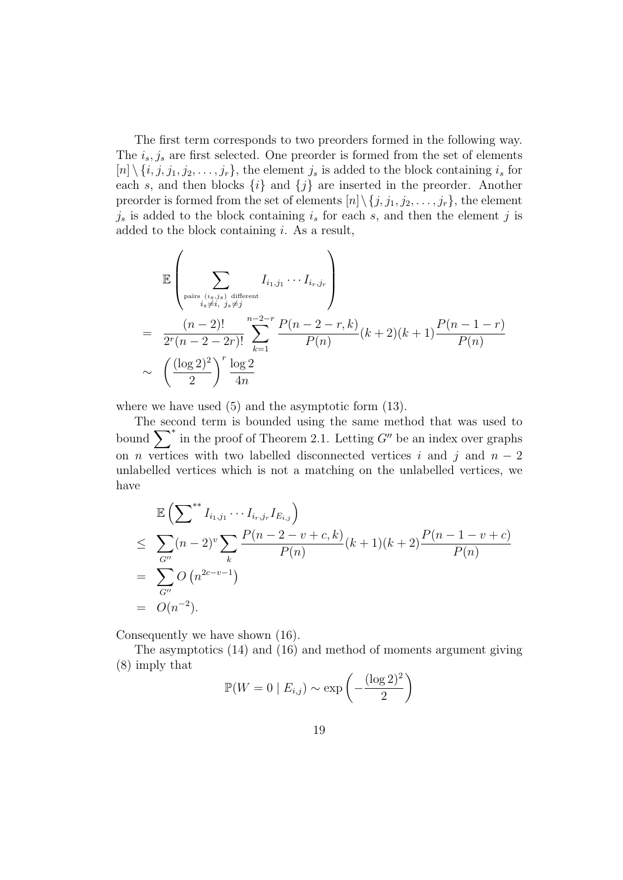The first term corresponds to two preorders formed in the following way. The $i_s, j_s$ are first selected. One preorder is formed from the set of elements $[n] \setminus \{i, j, j_1, j_2, \ldots, j_r\}$, the element $j_s$ is added to the block containing $i_s$ for each $s$, and then blocks $\{i\}$ and $\{j\}$ are inserted in the preorder. Another preorder is formed from the set of elements $[n] \setminus \{j, j_1, j_2, \ldots, j_r\}$, the element $j_s$ is added to the block containing $i_s$ for each $s$, and then the element $j$ is added to the block containing $i$. As a result,

$$
\begin{aligned}
& \mathbb{E}\left( \sum_{\substack{\text{pairs } (i_s, j_s) \text{ different} \\ i_s \neq i,\ j_s \neq j}} I_{i_1,j_1} \cdots I_{i_r,j_r} \right) \\
= & \ \frac{(n-2)!}{2^r (n-2-2r)!} \sum_{k=1}^{n-2-r} \frac{P(n-2-r,k)}{P(n)} (k+2)(k+1) \frac{P(n-1-r)}{P(n)} \\
\sim & \ \left( \frac{(\log 2)^2}{2} \right)^r \frac{\log 2}{4n}
\end{aligned}
$$

where we have used (5) and the asymptotic form (13).

The second term is bounded using the same method that was used to bound $\sum^{*}$ in the proof of Theorem 2.1. Letting $G''$ be an index over graphs on $n$ vertices with two labelled disconnected vertices $i$ and $j$ and $n-2$ unlabelled vertices which is not a matching on the unlabelled vertices, we have

$$
\begin{aligned}
& \mathbb{E}\left( \sum\nolimits^{**} I_{i_1,j_1} \cdots I_{i_r,j_r} I_{E_{i,j}} \right) \\
\leq & \ \sum_{G''} (n-2)^v \sum_k \frac{P(n-2-v+c,k)}{P(n)} (k+1)(k+2) \frac{P(n-1-v+c)}{P(n)} \\
= & \ \sum_{G''} O\left(n^{2c-v-1}\right) \\
= & \ O(n^{-2}).
\end{aligned}
$$

Consequently we have shown (16).

The asymptotics (14) and (16) and method of moments argument giving (8) imply that

$$
\mathbb{P}(W = 0 \mid E_{i,j}) \sim \exp\left( -\frac{(\log 2)^2}{2} \right)
$$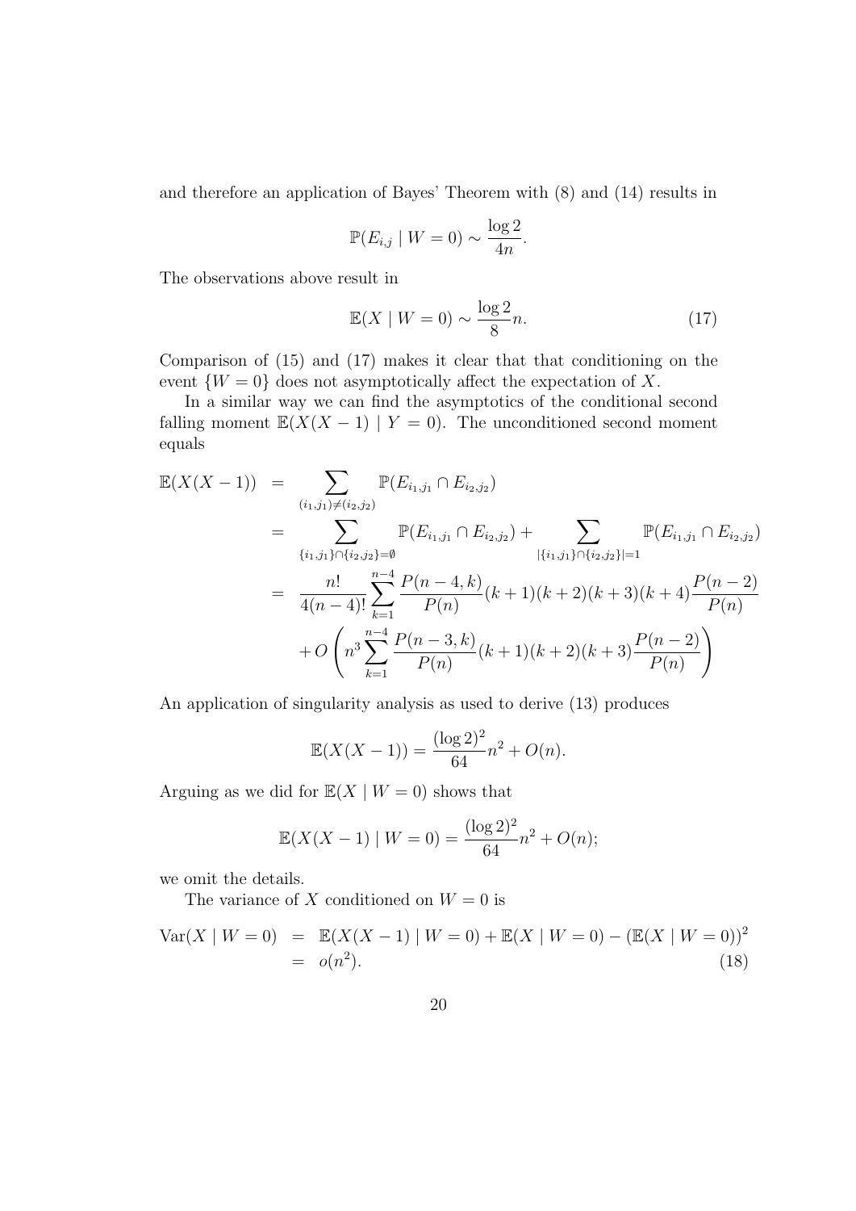and therefore an application of Bayes' Theorem with (8) and (14) results in

$$\mathbb{P}(E_{i,j} \mid W = 0) \sim \frac{\log 2}{4n}.$$

The observations above result in

$$\mathbb{E}(X \mid W = 0) \sim \frac{\log 2}{8} n. \tag{17}$$

Comparison of (15) and (17) makes it clear that that conditioning on the event $\{W = 0\}$ does not asymptotically affect the expectation of $X$.

In a similar way we can find the asymptotics of the conditional second falling moment $\mathbb{E}(X(X-1) \mid Y = 0)$. The unconditioned second moment equals

$$\begin{aligned}
\mathbb{E}(X(X-1)) &= \sum_{(i_1,j_1) \neq (i_2,j_2)} \mathbb{P}(E_{i_1,j_1} \cap E_{i_2,j_2}) \\
&= \sum_{\{i_1,j_1\} \cap \{i_2,j_2\} = \emptyset} \mathbb{P}(E_{i_1,j_1} \cap E_{i_2,j_2}) + \sum_{|\{i_1,j_1\} \cap \{i_2,j_2\}| = 1} \mathbb{P}(E_{i_1,j_1} \cap E_{i_2,j_2}) \\
&= \frac{n!}{4(n-4)!} \sum_{k=1}^{n-4} \frac{P(n-4,k)}{P(n)} (k+1)(k+2)(k+3)(k+4) \frac{P(n-2)}{P(n)} \\
&\quad + O\left( n^3 \sum_{k=1}^{n-4} \frac{P(n-3,k)}{P(n)} (k+1)(k+2)(k+3) \frac{P(n-2)}{P(n)} \right)
\end{aligned}$$

An application of singularity analysis as used to derive (13) produces

$$\mathbb{E}(X(X-1)) = \frac{(\log 2)^2}{64} n^2 + O(n).$$

Arguing as we did for $\mathbb{E}(X \mid W = 0)$ shows that

$$\mathbb{E}(X(X-1) \mid W = 0) = \frac{(\log 2)^2}{64} n^2 + O(n);$$

we omit the details.

The variance of $X$ conditioned on $W = 0$ is

$$\begin{aligned}
\operatorname{Var}(X \mid W = 0) &= \mathbb{E}(X(X-1) \mid W = 0) + \mathbb{E}(X \mid W = 0) - (\mathbb{E}(X \mid W = 0))^2 \\
&= o(n^2).
\end{aligned} \tag{18}$$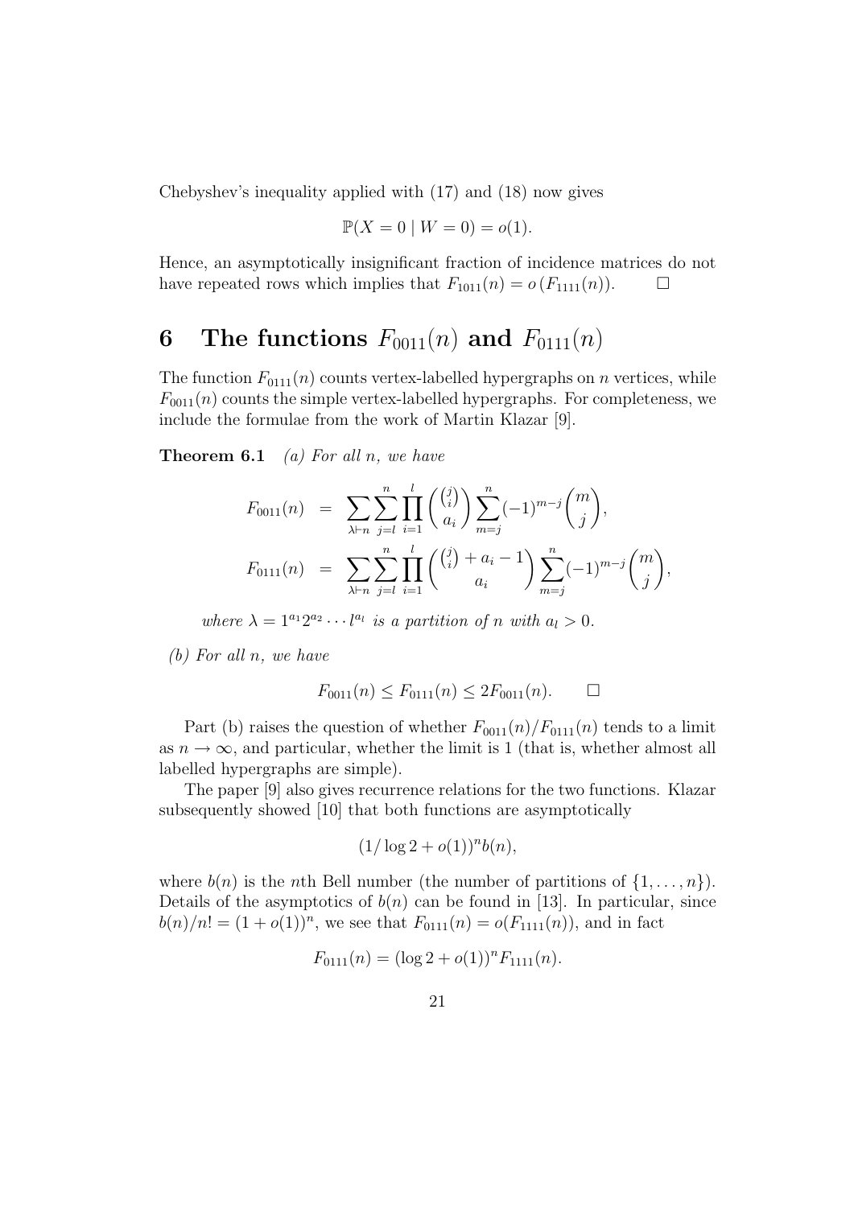Chebyshev's inequality applied with (17) and (18) now gives

$$\mathbb{P}(X = 0 \mid W = 0) = o(1).$$

Hence, an asymptotically insignificant fraction of incidence matrices do not have repeated rows which implies that $F_{1011}(n) = o\left(F_{1111}(n)\right)$. $\square$

# 6 The functions $F_{0011}(n)$ and $F_{0111}(n)$

The function $F_{0111}(n)$ counts vertex-labelled hypergraphs on $n$ vertices, while $F_{0011}(n)$ counts the simple vertex-labelled hypergraphs. For completeness, we include the formulae from the work of Martin Klazar [9].

**Theorem 6.1** *(a) For all $n$, we have*

$$\begin{aligned}
F_{0011}(n) &= \sum_{\lambda \vdash n} \sum_{j=l}^{n} \prod_{i=1}^{l} \binom{\binom{j}{i}}{a_i} \sum_{m=j}^{n} (-1)^{m-j} \binom{m}{j}, \\
F_{0111}(n) &= \sum_{\lambda \vdash n} \sum_{j=l}^{n} \prod_{i=1}^{l} \binom{\binom{j}{i} + a_i - 1}{a_i} \sum_{m=j}^{n} (-1)^{m-j} \binom{m}{j},
\end{aligned}$$

*where $\lambda = 1^{a_1} 2^{a_2} \cdots l^{a_l}$ is a partition of $n$ with $a_l > 0$.*

*(b) For all $n$, we have*

$$F_{0011}(n) \leq F_{0111}(n) \leq 2F_{0011}(n). \qquad \square$$

Part (b) raises the question of whether $F_{0011}(n)/F_{0111}(n)$ tends to a limit as $n \to \infty$, and particular, whether the limit is 1 (that is, whether almost all labelled hypergraphs are simple).

The paper [9] also gives recurrence relations for the two functions. Klazar subsequently showed [10] that both functions are asymptotically

$$(1/\log 2 + o(1))^n b(n),$$

where $b(n)$ is the $n$th Bell number (the number of partitions of $\{1, \ldots, n\}$). Details of the asymptotics of $b(n)$ can be found in [13]. In particular, since $b(n)/n! = (1 + o(1))^n$, we see that $F_{0111}(n) = o(F_{1111}(n))$, and in fact

$$F_{0111}(n) = (\log 2 + o(1))^n F_{1111}(n).$$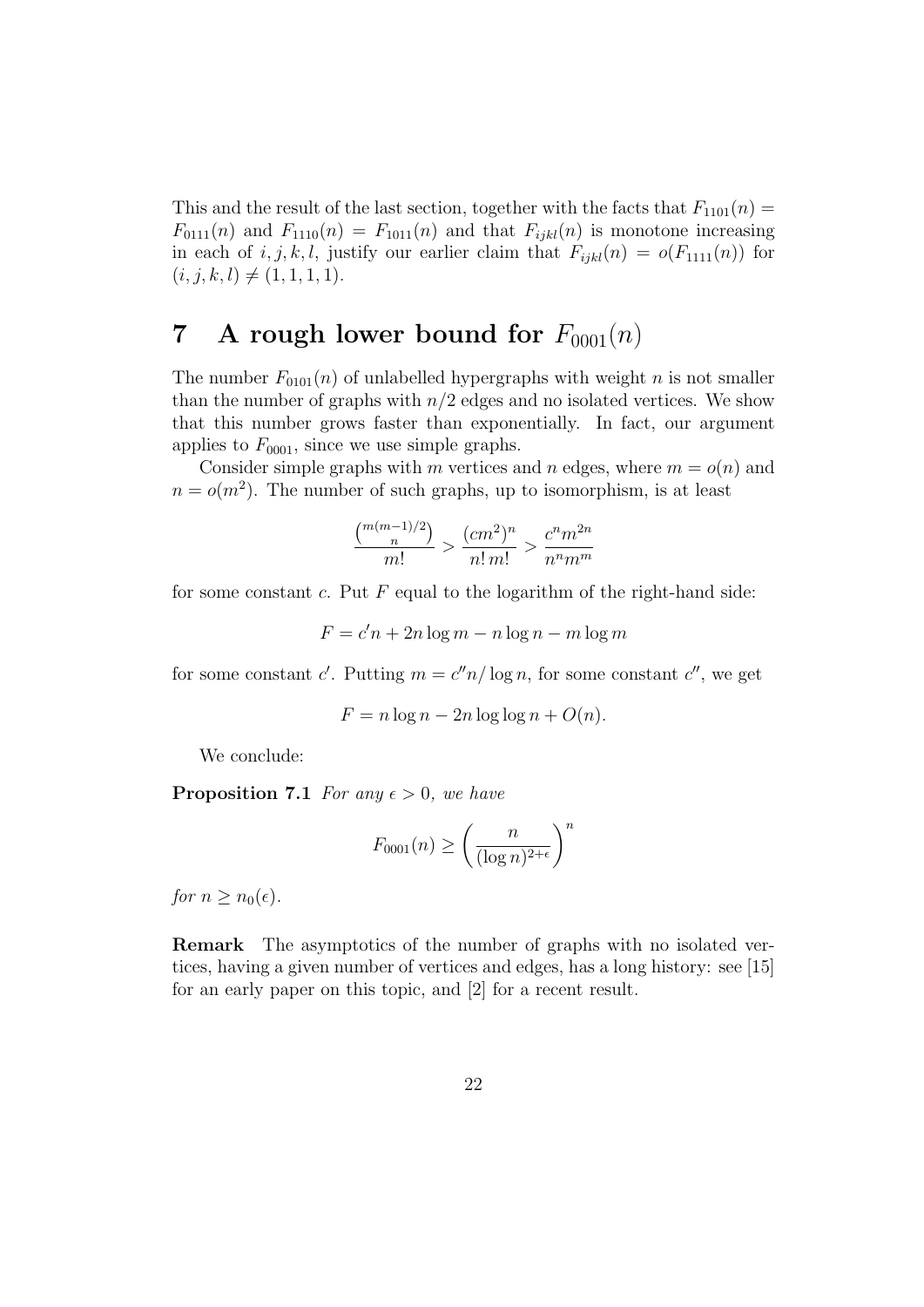This and the result of the last section, together with the facts that $F_{1101}(n) = F_{0111}(n)$ and $F_{1110}(n) = F_{1011}(n)$ and that $F_{ijkl}(n)$ is monotone increasing in each of $i, j, k, l$, justify our earlier claim that $F_{ijkl}(n) = o(F_{1111}(n))$ for $(i, j, k, l) \neq (1, 1, 1, 1)$.

# 7 A rough lower bound for $F_{0001}(n)$

The number $F_{0101}(n)$ of unlabelled hypergraphs with weight $n$ is not smaller than the number of graphs with $n/2$ edges and no isolated vertices. We show that this number grows faster than exponentially. In fact, our argument applies to $F_{0001}$, since we use simple graphs.

Consider simple graphs with $m$ vertices and $n$ edges, where $m = o(n)$ and $n = o(m^2)$. The number of such graphs, up to isomorphism, is at least

$$\frac{\binom{m(m-1)/2}{n}}{m!} > \frac{(cm^2)^n}{n!\, m!} > \frac{c^n m^{2n}}{n^n m^m}$$

for some constant $c$. Put $F$ equal to the logarithm of the right-hand side:

$$F = c'n + 2n \log m - n \log n - m \log m$$

for some constant $c'$. Putting $m = c''n/\log n$, for some constant $c''$, we get

$$F = n \log n - 2n \log \log n + O(n).$$

We conclude:

**Proposition 7.1** *For any $\epsilon > 0$, we have*

$$F_{0001}(n) \geq \left( \frac{n}{(\log n)^{2+\epsilon}} \right)^n$$

*for $n \geq n_0(\epsilon)$.*

**Remark** The asymptotics of the number of graphs with no isolated vertices, having a given number of vertices and edges, has a long history: see [15] for an early paper on this topic, and [2] for a recent result.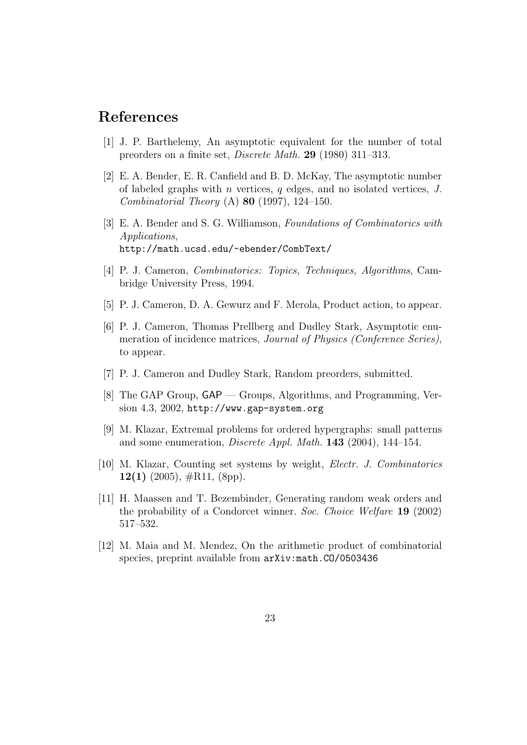## References

[1] J. P. Barthelemy, An asymptotic equivalent for the number of total preorders on a finite set, *Discrete Math.* **29** (1980) 311–313.

[2] E. A. Bender, E. R. Canfield and B. D. McKay, The asymptotic number of labeled graphs with $n$ vertices, $q$ edges, and no isolated vertices, *J. Combinatorial Theory* (A) **80** (1997), 124–150.

[3] E. A. Bender and S. G. Williamson, *Foundations of Combinatorics with Applications*, `http://math.ucsd.edu/~ebender/CombText/`

[4] P. J. Cameron, *Combinatorics: Topics, Techniques, Algorithms*, Cambridge University Press, 1994.

[5] P. J. Cameron, D. A. Gewurz and F. Merola, Product action, to appear.

[6] P. J. Cameron, Thomas Prellberg and Dudley Stark, Asymptotic enumeration of incidence matrices, *Journal of Physics (Conference Series)*, to appear.

[7] P. J. Cameron and Dudley Stark, Random preorders, submitted.

[8] The GAP Group, GAP — Groups, Algorithms, and Programming, Version 4.3, 2002, `http://www.gap-system.org`

[9] M. Klazar, Extremal problems for ordered hypergraphs: small patterns and some enumeration, *Discrete Appl. Math.* **143** (2004), 144–154.

[10] M. Klazar, Counting set systems by weight, *Electr. J. Combinatorics* **12(1)** (2005), #R11, (8pp).

[11] H. Maassen and T. Bezembinder, Generating random weak orders and the probability of a Condorcet winner. *Soc. Choice Welfare* **19** (2002) 517–532.

[12] M. Maia and M. Mendez, On the arithmetic product of combinatorial species, preprint available from `arXiv:math.CO/0503436`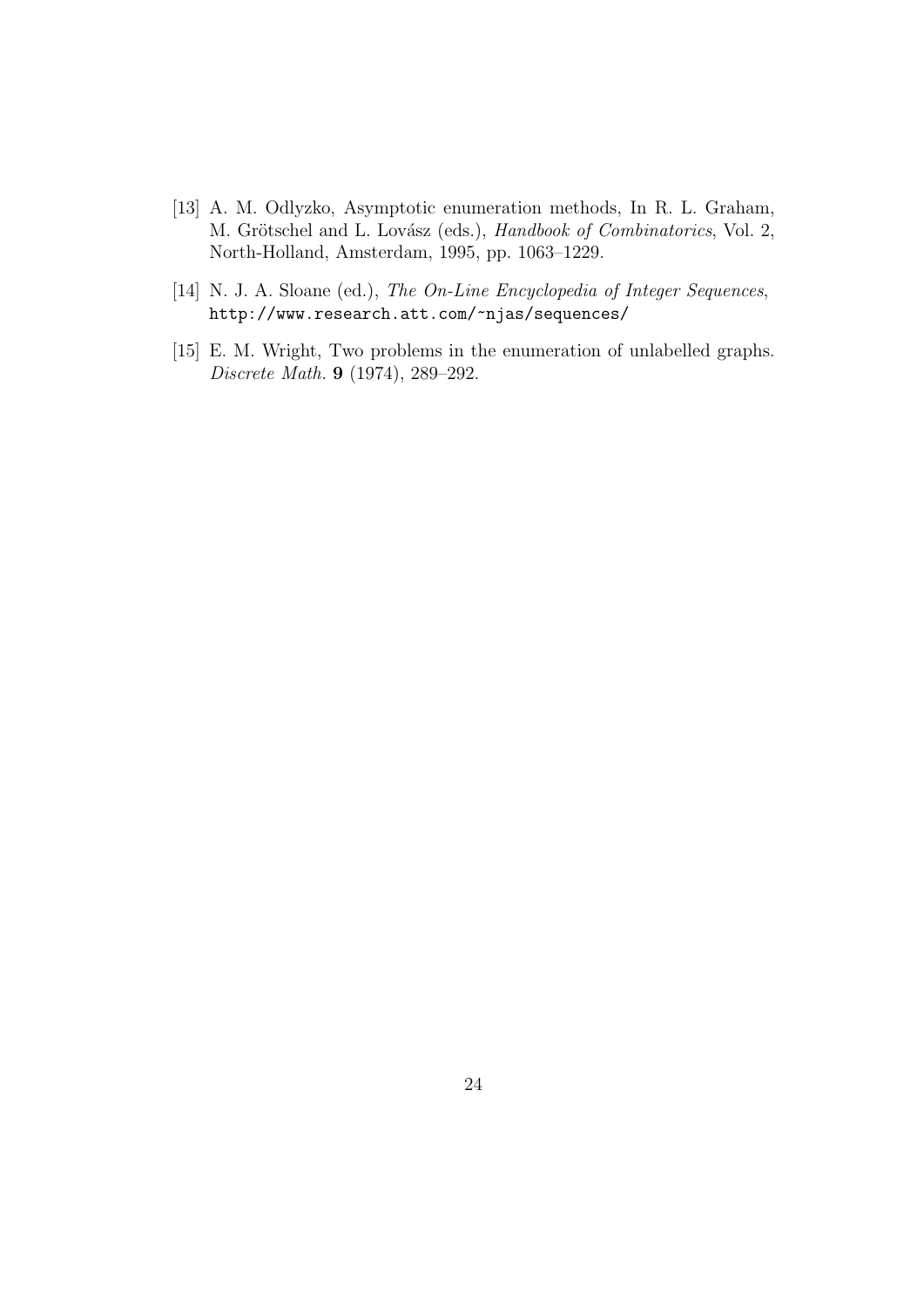[13] A. M. Odlyzko, Asymptotic enumeration methods, In R. L. Graham, M. Grötschel and L. Lovász (eds.), *Handbook of Combinatorics*, Vol. 2, North-Holland, Amsterdam, 1995, pp. 1063–1229.

[14] N. J. A. Sloane (ed.), *The On-Line Encyclopedia of Integer Sequences*, `http://www.research.att.com/~njas/sequences/`

[15] E. M. Wright, Two problems in the enumeration of unlabelled graphs. *Discrete Math.* **9** (1974), 289–292.